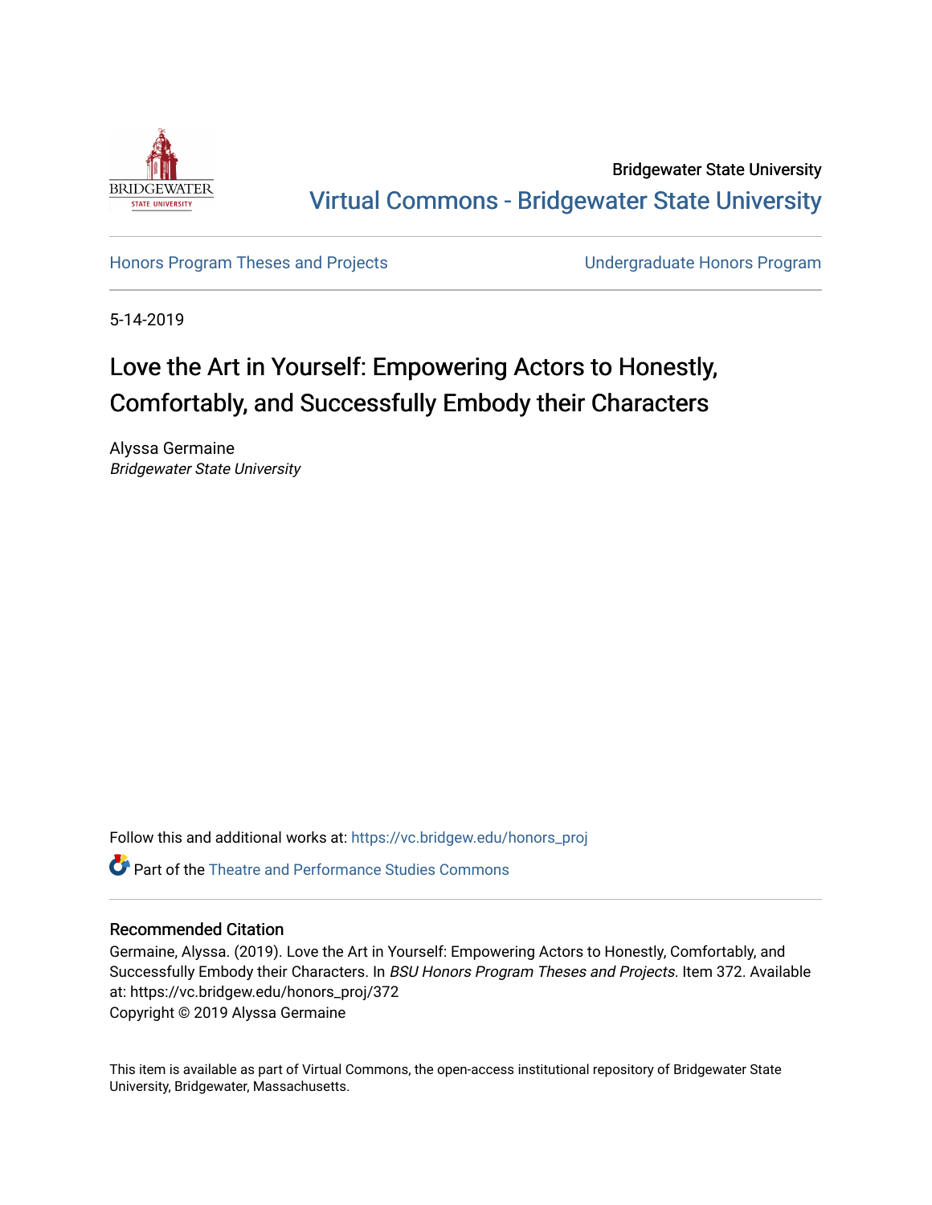Bridgewater State University

Virtual Commons - Bridgewater State University

Honors Program Theses and Projects

Undergraduate Honors Program

5-14-2019

# Love the Art in Yourself: Empowering Actors to Honestly, Comfortably, and Successfully Embody their Characters

Alyssa Germaine
*Bridgewater State University*

Follow this and additional works at: https://vc.bridgew.edu/honors_proj

Part of the Theatre and Performance Studies Commons

## Recommended Citation

Germaine, Alyssa. (2019). Love the Art in Yourself: Empowering Actors to Honestly, Comfortably, and Successfully Embody their Characters. In *BSU Honors Program Theses and Projects.* Item 372. Available at: https://vc.bridgew.edu/honors_proj/372
Copyright © 2019 Alyssa Germaine

This item is available as part of Virtual Commons, the open-access institutional repository of Bridgewater State University, Bridgewater, Massachusetts.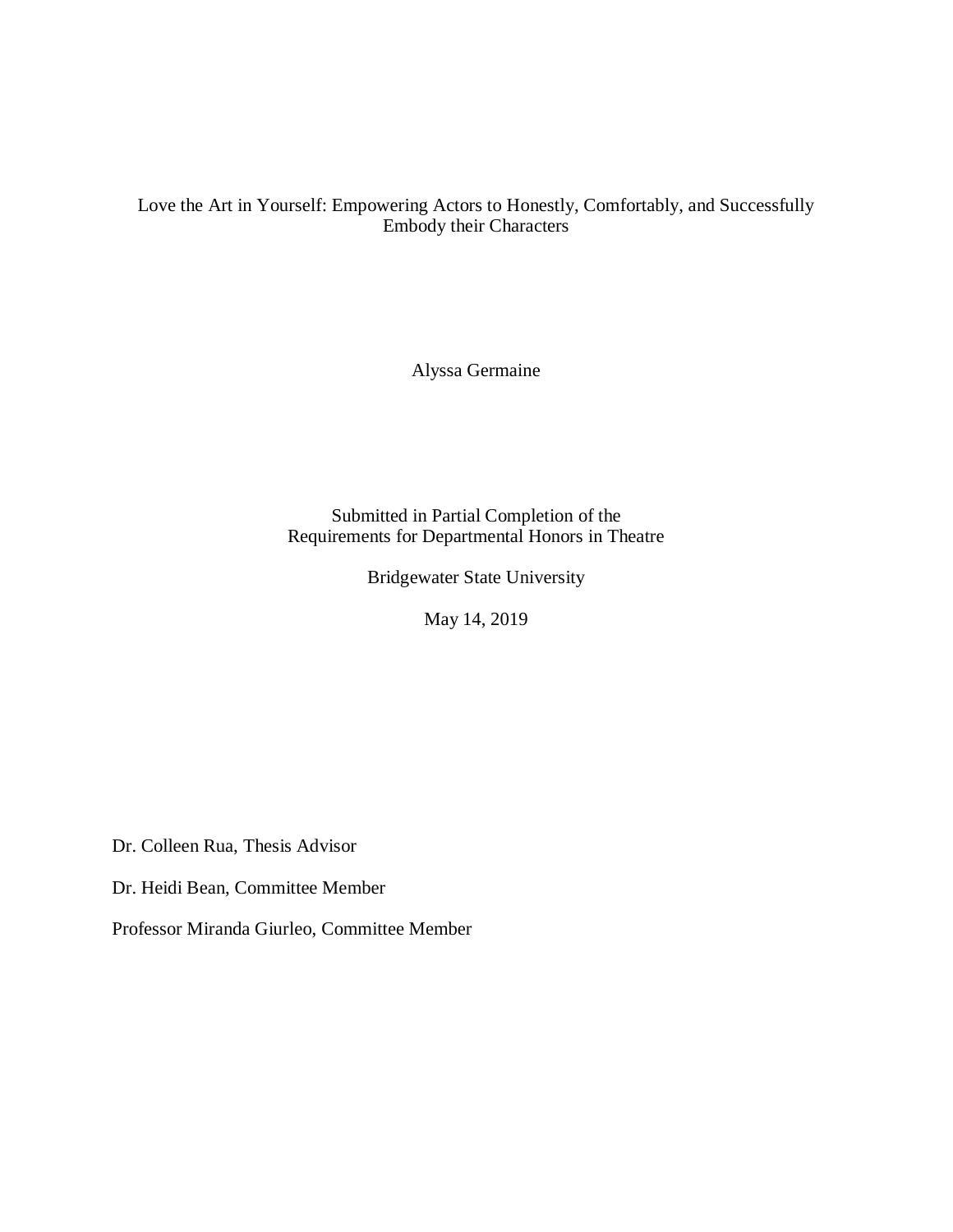Love the Art in Yourself: Empowering Actors to Honestly, Comfortably, and Successfully Embody their Characters

Alyssa Germaine

Submitted in Partial Completion of the
Requirements for Departmental Honors in Theatre

Bridgewater State University

May 14, 2019

Dr. Colleen Rua, Thesis Advisor

Dr. Heidi Bean, Committee Member

Professor Miranda Giurleo, Committee Member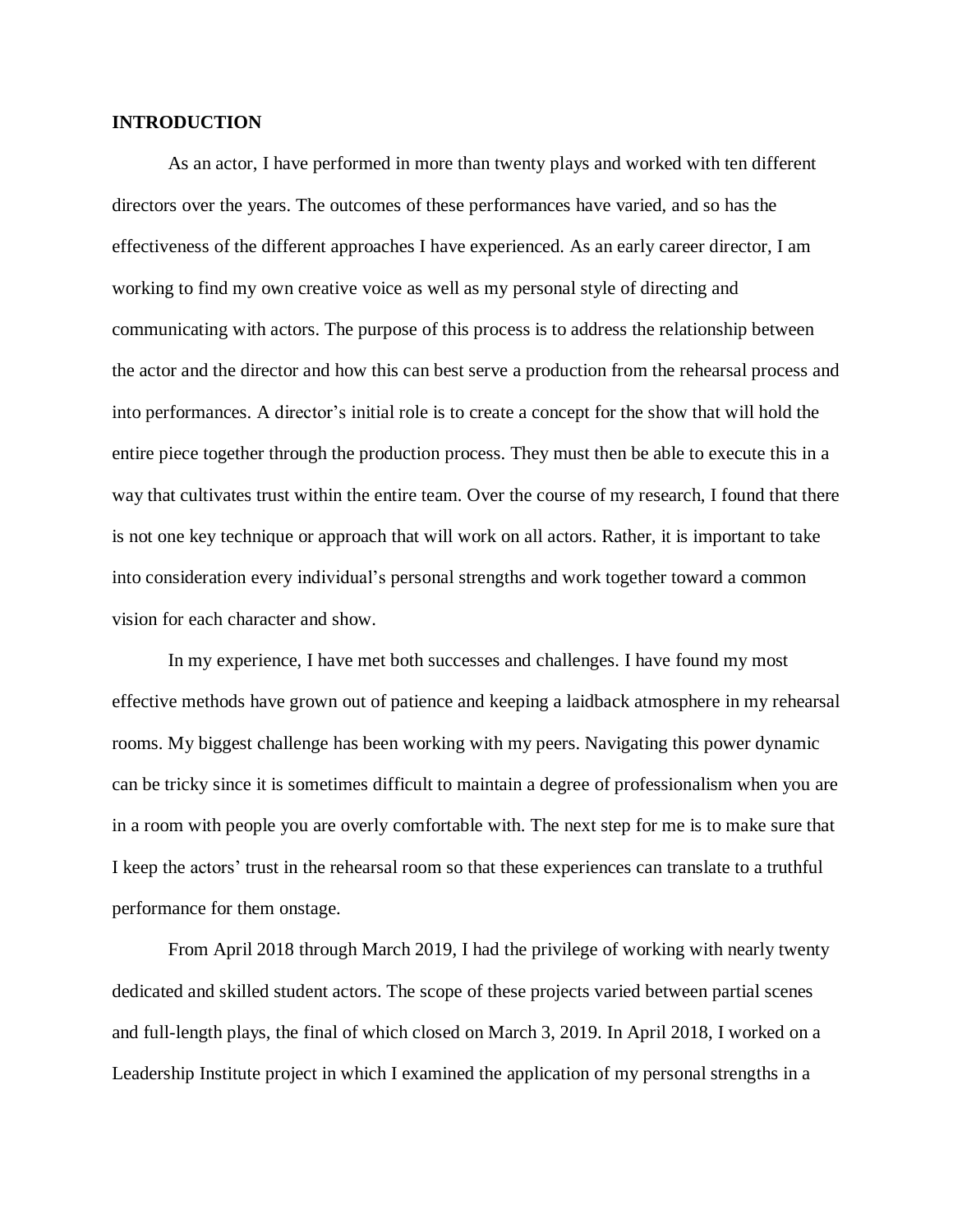**INTRODUCTION**

As an actor, I have performed in more than twenty plays and worked with ten different directors over the years. The outcomes of these performances have varied, and so has the effectiveness of the different approaches I have experienced. As an early career director, I am working to find my own creative voice as well as my personal style of directing and communicating with actors. The purpose of this process is to address the relationship between the actor and the director and how this can best serve a production from the rehearsal process and into performances. A director's initial role is to create a concept for the show that will hold the entire piece together through the production process. They must then be able to execute this in a way that cultivates trust within the entire team. Over the course of my research, I found that there is not one key technique or approach that will work on all actors. Rather, it is important to take into consideration every individual's personal strengths and work together toward a common vision for each character and show.

In my experience, I have met both successes and challenges. I have found my most effective methods have grown out of patience and keeping a laidback atmosphere in my rehearsal rooms. My biggest challenge has been working with my peers. Navigating this power dynamic can be tricky since it is sometimes difficult to maintain a degree of professionalism when you are in a room with people you are overly comfortable with. The next step for me is to make sure that I keep the actors' trust in the rehearsal room so that these experiences can translate to a truthful performance for them onstage.

From April 2018 through March 2019, I had the privilege of working with nearly twenty dedicated and skilled student actors. The scope of these projects varied between partial scenes and full-length plays, the final of which closed on March 3, 2019. In April 2018, I worked on a Leadership Institute project in which I examined the application of my personal strengths in a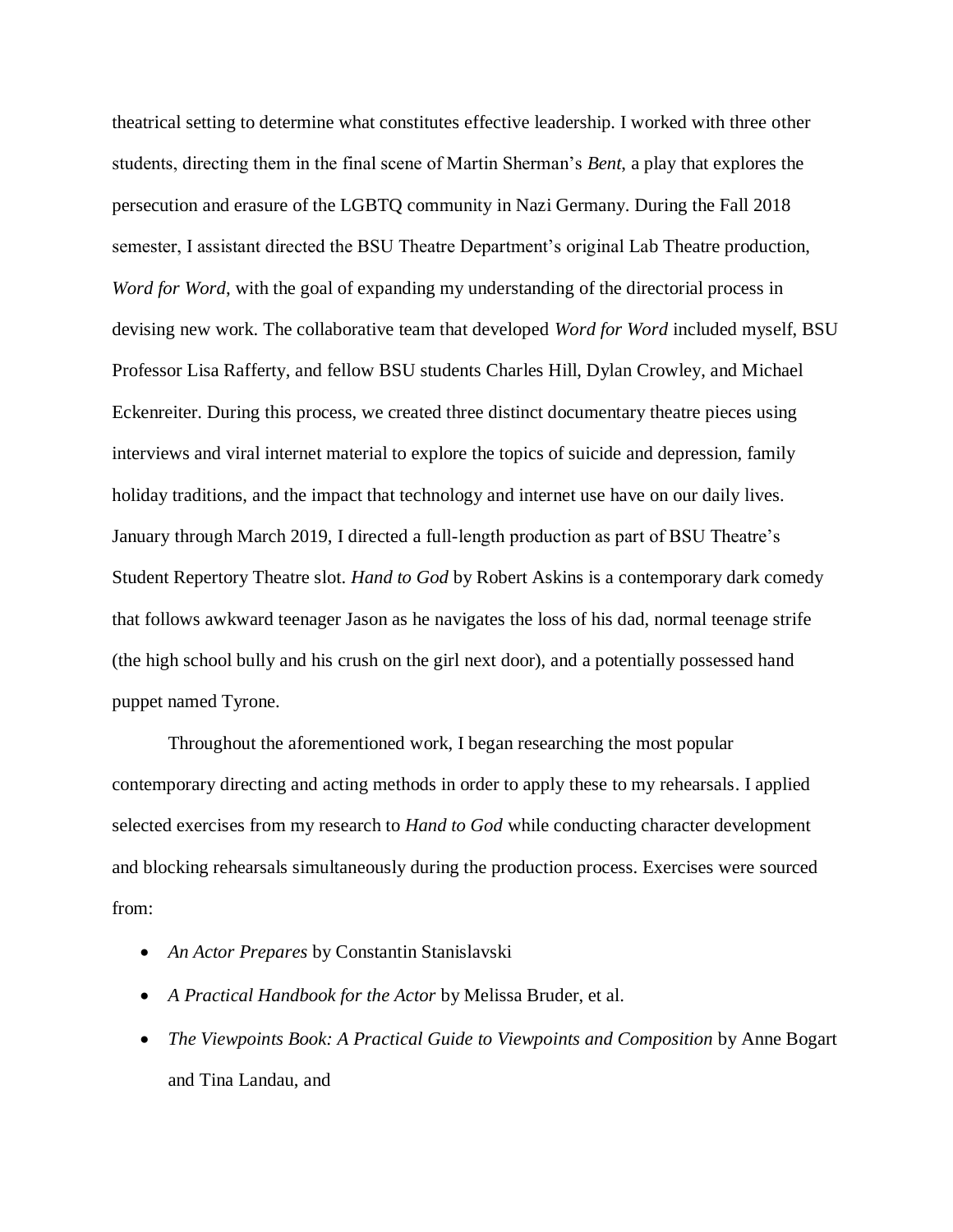theatrical setting to determine what constitutes effective leadership. I worked with three other students, directing them in the final scene of Martin Sherman's *Bent*, a play that explores the persecution and erasure of the LGBTQ community in Nazi Germany. During the Fall 2018 semester, I assistant directed the BSU Theatre Department's original Lab Theatre production, *Word for Word*, with the goal of expanding my understanding of the directorial process in devising new work. The collaborative team that developed *Word for Word* included myself, BSU Professor Lisa Rafferty, and fellow BSU students Charles Hill, Dylan Crowley, and Michael Eckenreiter. During this process, we created three distinct documentary theatre pieces using interviews and viral internet material to explore the topics of suicide and depression, family holiday traditions, and the impact that technology and internet use have on our daily lives. January through March 2019, I directed a full-length production as part of BSU Theatre's Student Repertory Theatre slot. *Hand to God* by Robert Askins is a contemporary dark comedy that follows awkward teenager Jason as he navigates the loss of his dad, normal teenage strife (the high school bully and his crush on the girl next door), and a potentially possessed hand puppet named Tyrone.

Throughout the aforementioned work, I began researching the most popular contemporary directing and acting methods in order to apply these to my rehearsals. I applied selected exercises from my research to *Hand to God* while conducting character development and blocking rehearsals simultaneously during the production process. Exercises were sourced from:

- *An Actor Prepares* by Constantin Stanislavski
- *A Practical Handbook for the Actor* by Melissa Bruder, et al.
- *The Viewpoints Book: A Practical Guide to Viewpoints and Composition* by Anne Bogart and Tina Landau, and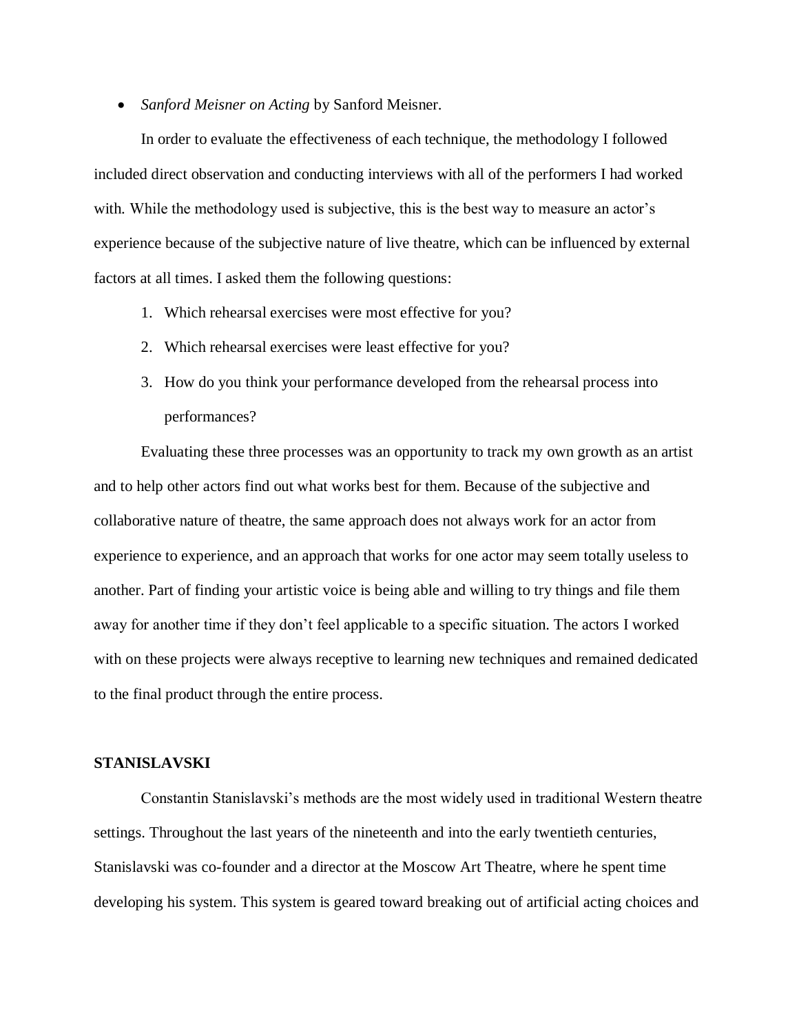- *Sanford Meisner on Acting* by Sanford Meisner.

In order to evaluate the effectiveness of each technique, the methodology I followed included direct observation and conducting interviews with all of the performers I had worked with. While the methodology used is subjective, this is the best way to measure an actor's experience because of the subjective nature of live theatre, which can be influenced by external factors at all times. I asked them the following questions:

1. Which rehearsal exercises were most effective for you?
2. Which rehearsal exercises were least effective for you?
3. How do you think your performance developed from the rehearsal process into performances?

Evaluating these three processes was an opportunity to track my own growth as an artist and to help other actors find out what works best for them. Because of the subjective and collaborative nature of theatre, the same approach does not always work for an actor from experience to experience, and an approach that works for one actor may seem totally useless to another. Part of finding your artistic voice is being able and willing to try things and file them away for another time if they don't feel applicable to a specific situation. The actors I worked with on these projects were always receptive to learning new techniques and remained dedicated to the final product through the entire process.

## STANISLAVSKI

Constantin Stanislavski's methods are the most widely used in traditional Western theatre settings. Throughout the last years of the nineteenth and into the early twentieth centuries, Stanislavski was co-founder and a director at the Moscow Art Theatre, where he spent time developing his system. This system is geared toward breaking out of artificial acting choices and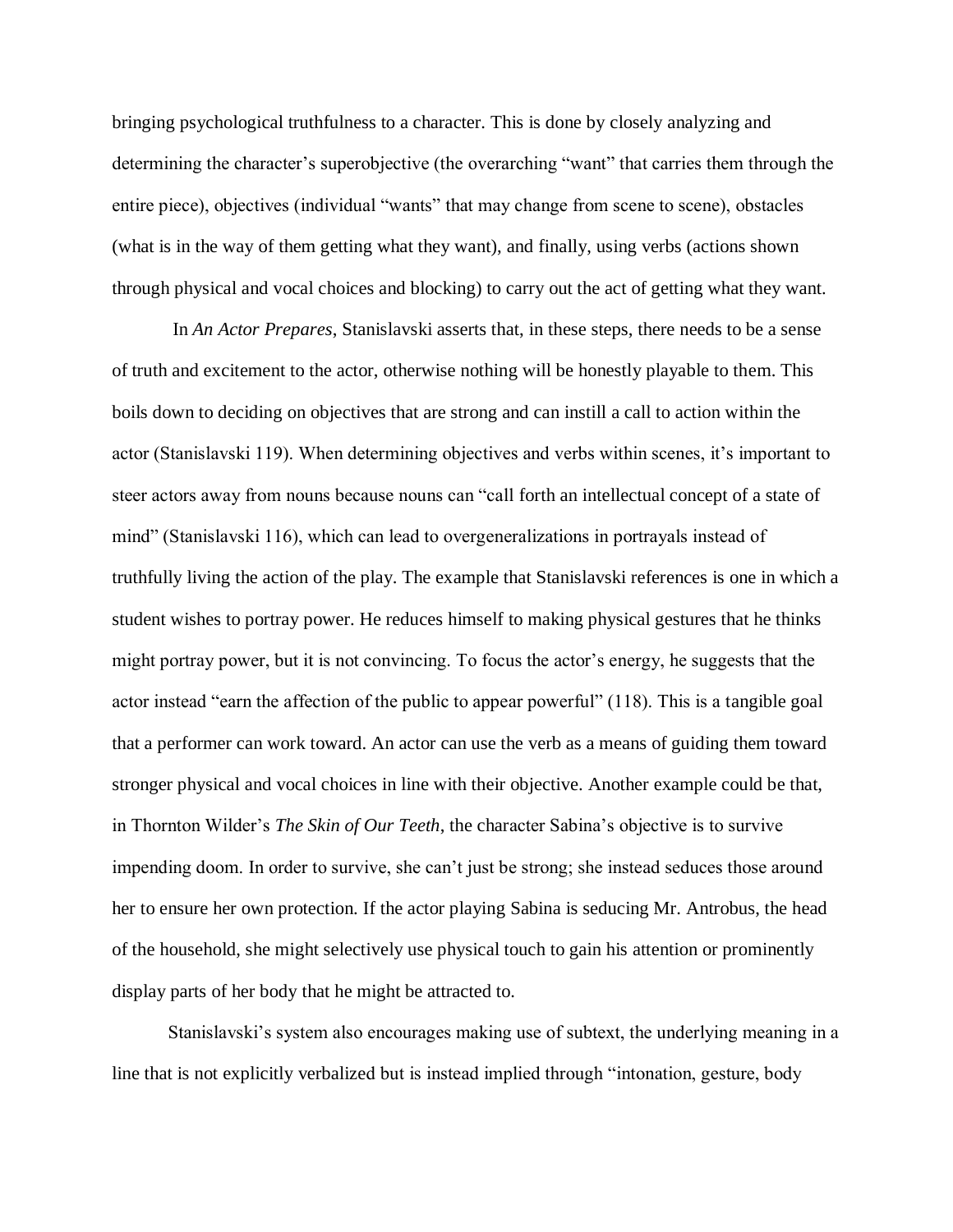bringing psychological truthfulness to a character. This is done by closely analyzing and determining the character's superobjective (the overarching "want" that carries them through the entire piece), objectives (individual "wants" that may change from scene to scene), obstacles (what is in the way of them getting what they want), and finally, using verbs (actions shown through physical and vocal choices and blocking) to carry out the act of getting what they want.

In *An Actor Prepares*, Stanislavski asserts that, in these steps, there needs to be a sense of truth and excitement to the actor, otherwise nothing will be honestly playable to them. This boils down to deciding on objectives that are strong and can instill a call to action within the actor (Stanislavski 119). When determining objectives and verbs within scenes, it's important to steer actors away from nouns because nouns can "call forth an intellectual concept of a state of mind" (Stanislavski 116), which can lead to overgeneralizations in portrayals instead of truthfully living the action of the play. The example that Stanislavski references is one in which a student wishes to portray power. He reduces himself to making physical gestures that he thinks might portray power, but it is not convincing. To focus the actor's energy, he suggests that the actor instead "earn the affection of the public to appear powerful" (118). This is a tangible goal that a performer can work toward. An actor can use the verb as a means of guiding them toward stronger physical and vocal choices in line with their objective. Another example could be that, in Thornton Wilder's *The Skin of Our Teeth*, the character Sabina's objective is to survive impending doom. In order to survive, she can't just be strong; she instead seduces those around her to ensure her own protection. If the actor playing Sabina is seducing Mr. Antrobus, the head of the household, she might selectively use physical touch to gain his attention or prominently display parts of her body that he might be attracted to.

Stanislavski's system also encourages making use of subtext, the underlying meaning in a line that is not explicitly verbalized but is instead implied through "intonation, gesture, body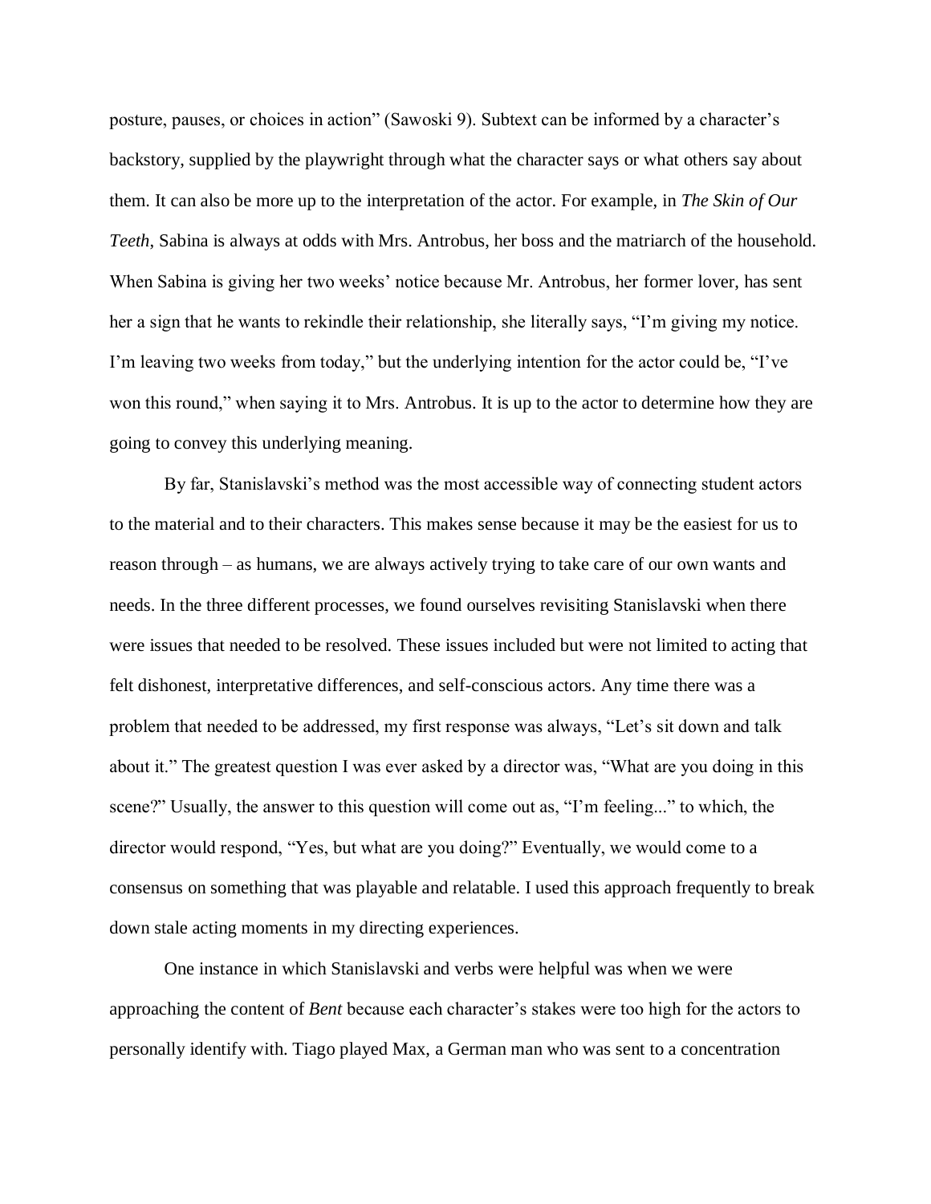posture, pauses, or choices in action" (Sawoski 9). Subtext can be informed by a character's backstory, supplied by the playwright through what the character says or what others say about them. It can also be more up to the interpretation of the actor. For example, in *The Skin of Our Teeth*, Sabina is always at odds with Mrs. Antrobus, her boss and the matriarch of the household. When Sabina is giving her two weeks' notice because Mr. Antrobus, her former lover, has sent her a sign that he wants to rekindle their relationship, she literally says, "I'm giving my notice. I'm leaving two weeks from today," but the underlying intention for the actor could be, "I've won this round," when saying it to Mrs. Antrobus. It is up to the actor to determine how they are going to convey this underlying meaning.

By far, Stanislavski's method was the most accessible way of connecting student actors to the material and to their characters. This makes sense because it may be the easiest for us to reason through – as humans, we are always actively trying to take care of our own wants and needs. In the three different processes, we found ourselves revisiting Stanislavski when there were issues that needed to be resolved. These issues included but were not limited to acting that felt dishonest, interpretative differences, and self-conscious actors. Any time there was a problem that needed to be addressed, my first response was always, "Let's sit down and talk about it." The greatest question I was ever asked by a director was, "What are you doing in this scene?" Usually, the answer to this question will come out as, "I'm feeling..." to which, the director would respond, "Yes, but what are you doing?" Eventually, we would come to a consensus on something that was playable and relatable. I used this approach frequently to break down stale acting moments in my directing experiences.

One instance in which Stanislavski and verbs were helpful was when we were approaching the content of *Bent* because each character's stakes were too high for the actors to personally identify with. Tiago played Max, a German man who was sent to a concentration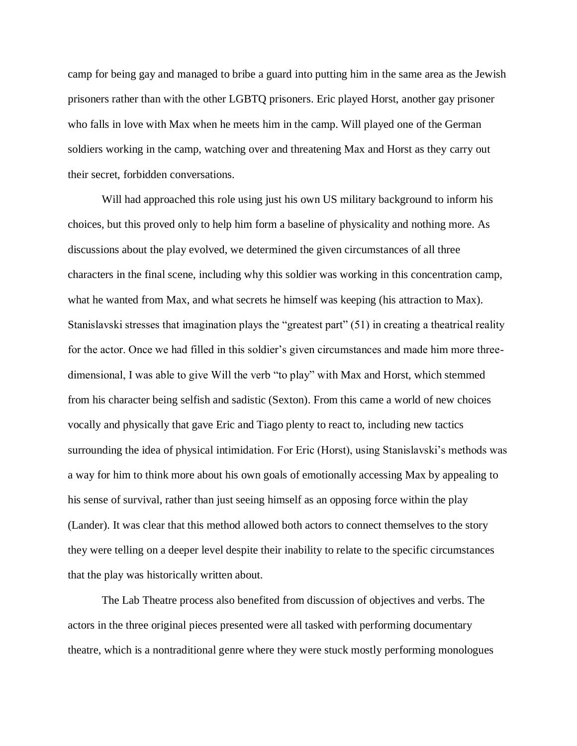camp for being gay and managed to bribe a guard into putting him in the same area as the Jewish prisoners rather than with the other LGBTQ prisoners. Eric played Horst, another gay prisoner who falls in love with Max when he meets him in the camp. Will played one of the German soldiers working in the camp, watching over and threatening Max and Horst as they carry out their secret, forbidden conversations.

Will had approached this role using just his own US military background to inform his choices, but this proved only to help him form a baseline of physicality and nothing more. As discussions about the play evolved, we determined the given circumstances of all three characters in the final scene, including why this soldier was working in this concentration camp, what he wanted from Max, and what secrets he himself was keeping (his attraction to Max). Stanislavski stresses that imagination plays the "greatest part" (51) in creating a theatrical reality for the actor. Once we had filled in this soldier's given circumstances and made him more three-dimensional, I was able to give Will the verb "to play" with Max and Horst, which stemmed from his character being selfish and sadistic (Sexton). From this came a world of new choices vocally and physically that gave Eric and Tiago plenty to react to, including new tactics surrounding the idea of physical intimidation. For Eric (Horst), using Stanislavski's methods was a way for him to think more about his own goals of emotionally accessing Max by appealing to his sense of survival, rather than just seeing himself as an opposing force within the play (Lander). It was clear that this method allowed both actors to connect themselves to the story they were telling on a deeper level despite their inability to relate to the specific circumstances that the play was historically written about.

The Lab Theatre process also benefited from discussion of objectives and verbs. The actors in the three original pieces presented were all tasked with performing documentary theatre, which is a nontraditional genre where they were stuck mostly performing monologues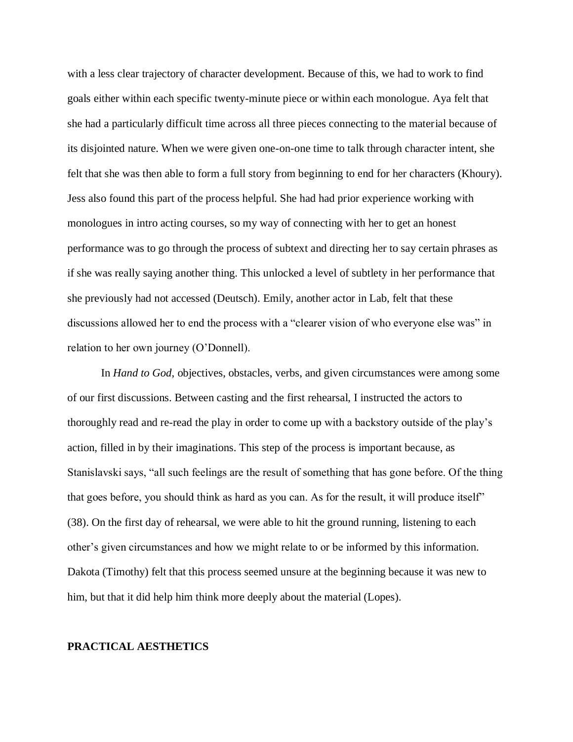with a less clear trajectory of character development. Because of this, we had to work to find goals either within each specific twenty-minute piece or within each monologue. Aya felt that she had a particularly difficult time across all three pieces connecting to the material because of its disjointed nature. When we were given one-on-one time to talk through character intent, she felt that she was then able to form a full story from beginning to end for her characters (Khoury). Jess also found this part of the process helpful. She had had prior experience working with monologues in intro acting courses, so my way of connecting with her to get an honest performance was to go through the process of subtext and directing her to say certain phrases as if she was really saying another thing. This unlocked a level of subtlety in her performance that she previously had not accessed (Deutsch). Emily, another actor in Lab, felt that these discussions allowed her to end the process with a "clearer vision of who everyone else was" in relation to her own journey (O'Donnell).

In *Hand to God*, objectives, obstacles, verbs, and given circumstances were among some of our first discussions. Between casting and the first rehearsal, I instructed the actors to thoroughly read and re-read the play in order to come up with a backstory outside of the play's action, filled in by their imaginations. This step of the process is important because, as Stanislavski says, "all such feelings are the result of something that has gone before. Of the thing that goes before, you should think as hard as you can. As for the result, it will produce itself" (38). On the first day of rehearsal, we were able to hit the ground running, listening to each other's given circumstances and how we might relate to or be informed by this information. Dakota (Timothy) felt that this process seemed unsure at the beginning because it was new to him, but that it did help him think more deeply about the material (Lopes).

## PRACTICAL AESTHETICS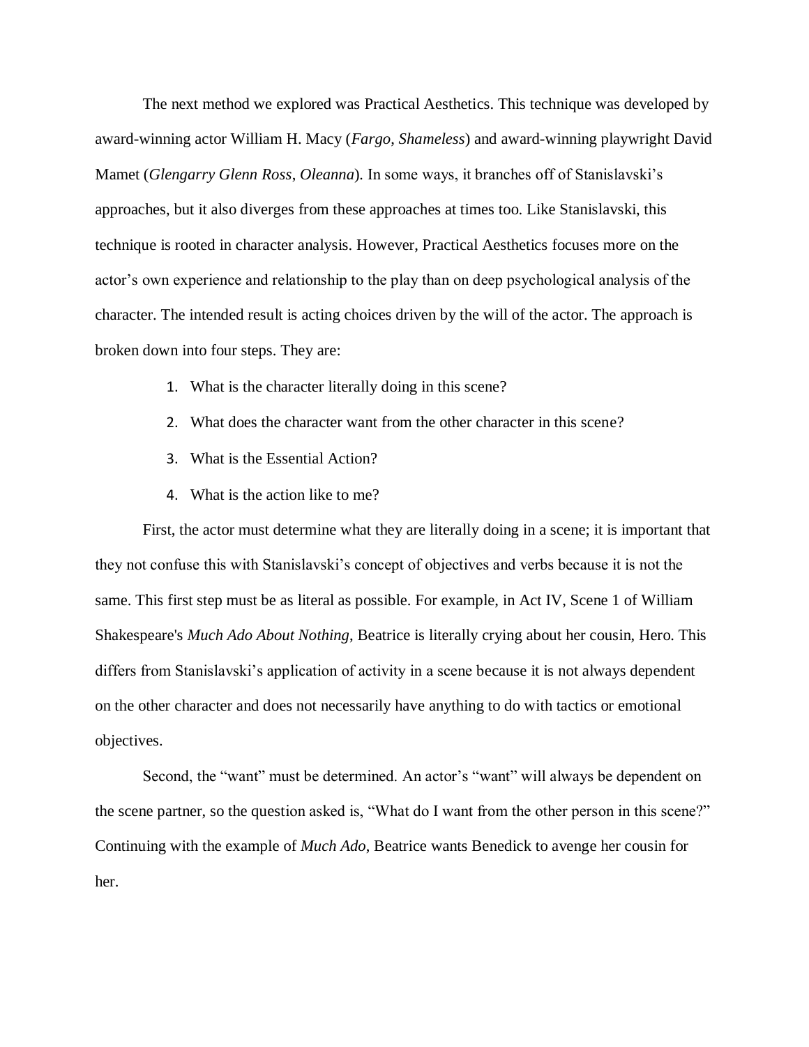The next method we explored was Practical Aesthetics. This technique was developed by award-winning actor William H. Macy (*Fargo*, *Shameless*) and award-winning playwright David Mamet (*Glengarry Glenn Ross*, *Oleanna*). In some ways, it branches off of Stanislavski's approaches, but it also diverges from these approaches at times too. Like Stanislavski, this technique is rooted in character analysis. However, Practical Aesthetics focuses more on the actor's own experience and relationship to the play than on deep psychological analysis of the character. The intended result is acting choices driven by the will of the actor. The approach is broken down into four steps. They are:

1. What is the character literally doing in this scene?
2. What does the character want from the other character in this scene?
3. What is the Essential Action?
4. What is the action like to me?

First, the actor must determine what they are literally doing in a scene; it is important that they not confuse this with Stanislavski's concept of objectives and verbs because it is not the same. This first step must be as literal as possible. For example, in Act IV, Scene 1 of William Shakespeare's *Much Ado About Nothing*, Beatrice is literally crying about her cousin, Hero. This differs from Stanislavski's application of activity in a scene because it is not always dependent on the other character and does not necessarily have anything to do with tactics or emotional objectives.

Second, the "want" must be determined. An actor's "want" will always be dependent on the scene partner, so the question asked is, "What do I want from the other person in this scene?" Continuing with the example of *Much Ado*, Beatrice wants Benedick to avenge her cousin for her.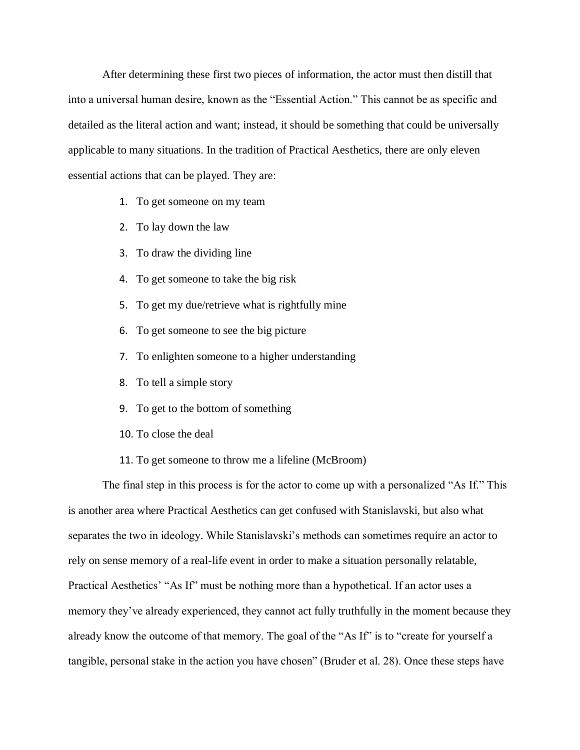After determining these first two pieces of information, the actor must then distill that into a universal human desire, known as the "Essential Action." This cannot be as specific and detailed as the literal action and want; instead, it should be something that could be universally applicable to many situations. In the tradition of Practical Aesthetics, there are only eleven essential actions that can be played. They are:

1. To get someone on my team
2. To lay down the law
3. To draw the dividing line
4. To get someone to take the big risk
5. To get my due/retrieve what is rightfully mine
6. To get someone to see the big picture
7. To enlighten someone to a higher understanding
8. To tell a simple story
9. To get to the bottom of something
10. To close the deal
11. To get someone to throw me a lifeline (McBroom)

The final step in this process is for the actor to come up with a personalized "As If." This is another area where Practical Aesthetics can get confused with Stanislavski, but also what separates the two in ideology. While Stanislavski's methods can sometimes require an actor to rely on sense memory of a real-life event in order to make a situation personally relatable, Practical Aesthetics' "As If" must be nothing more than a hypothetical. If an actor uses a memory they've already experienced, they cannot act fully truthfully in the moment because they already know the outcome of that memory. The goal of the "As If" is to "create for yourself a tangible, personal stake in the action you have chosen" (Bruder et al. 28). Once these steps have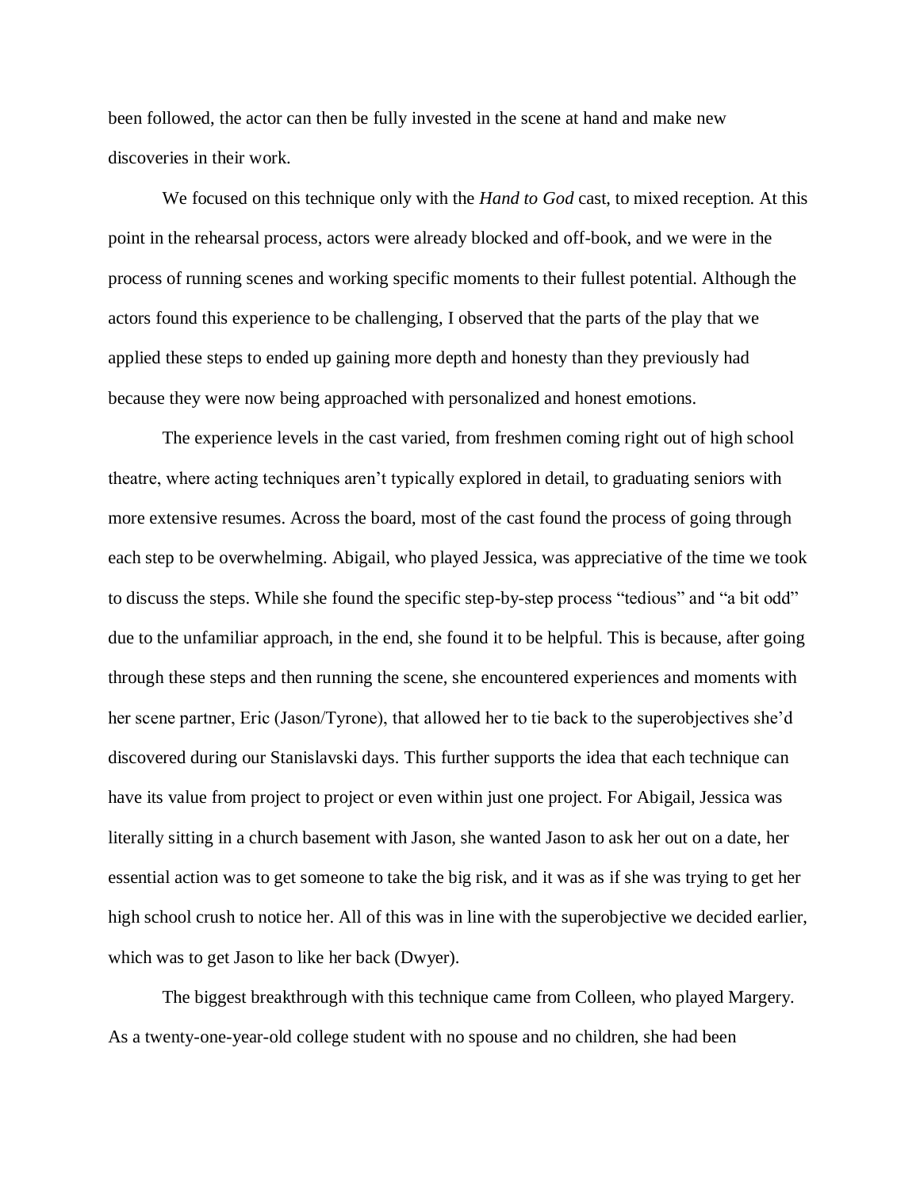been followed, the actor can then be fully invested in the scene at hand and make new discoveries in their work.

We focused on this technique only with the *Hand to God* cast, to mixed reception. At this point in the rehearsal process, actors were already blocked and off-book, and we were in the process of running scenes and working specific moments to their fullest potential. Although the actors found this experience to be challenging, I observed that the parts of the play that we applied these steps to ended up gaining more depth and honesty than they previously had because they were now being approached with personalized and honest emotions.

The experience levels in the cast varied, from freshmen coming right out of high school theatre, where acting techniques aren't typically explored in detail, to graduating seniors with more extensive resumes. Across the board, most of the cast found the process of going through each step to be overwhelming. Abigail, who played Jessica, was appreciative of the time we took to discuss the steps. While she found the specific step-by-step process "tedious" and "a bit odd" due to the unfamiliar approach, in the end, she found it to be helpful. This is because, after going through these steps and then running the scene, she encountered experiences and moments with her scene partner, Eric (Jason/Tyrone), that allowed her to tie back to the superobjectives she'd discovered during our Stanislavski days. This further supports the idea that each technique can have its value from project to project or even within just one project. For Abigail, Jessica was literally sitting in a church basement with Jason, she wanted Jason to ask her out on a date, her essential action was to get someone to take the big risk, and it was as if she was trying to get her high school crush to notice her. All of this was in line with the superobjective we decided earlier, which was to get Jason to like her back (Dwyer).

The biggest breakthrough with this technique came from Colleen, who played Margery. As a twenty-one-year-old college student with no spouse and no children, she had been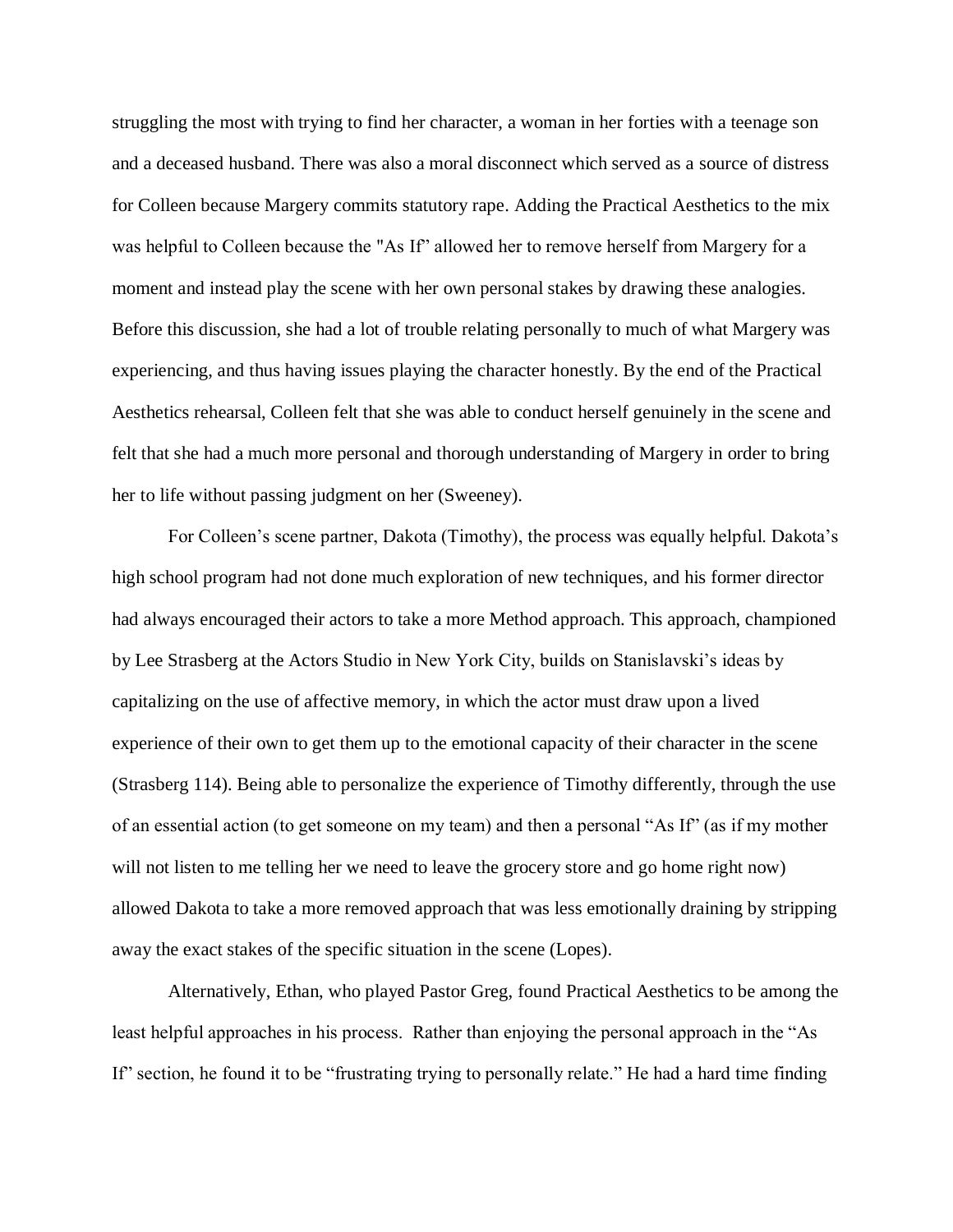struggling the most with trying to find her character, a woman in her forties with a teenage son and a deceased husband. There was also a moral disconnect which served as a source of distress for Colleen because Margery commits statutory rape. Adding the Practical Aesthetics to the mix was helpful to Colleen because the "As If" allowed her to remove herself from Margery for a moment and instead play the scene with her own personal stakes by drawing these analogies. Before this discussion, she had a lot of trouble relating personally to much of what Margery was experiencing, and thus having issues playing the character honestly. By the end of the Practical Aesthetics rehearsal, Colleen felt that she was able to conduct herself genuinely in the scene and felt that she had a much more personal and thorough understanding of Margery in order to bring her to life without passing judgment on her (Sweeney).

For Colleen's scene partner, Dakota (Timothy), the process was equally helpful. Dakota's high school program had not done much exploration of new techniques, and his former director had always encouraged their actors to take a more Method approach. This approach, championed by Lee Strasberg at the Actors Studio in New York City, builds on Stanislavski's ideas by capitalizing on the use of affective memory, in which the actor must draw upon a lived experience of their own to get them up to the emotional capacity of their character in the scene (Strasberg 114). Being able to personalize the experience of Timothy differently, through the use of an essential action (to get someone on my team) and then a personal "As If" (as if my mother will not listen to me telling her we need to leave the grocery store and go home right now) allowed Dakota to take a more removed approach that was less emotionally draining by stripping away the exact stakes of the specific situation in the scene (Lopes).

Alternatively, Ethan, who played Pastor Greg, found Practical Aesthetics to be among the least helpful approaches in his process. Rather than enjoying the personal approach in the "As If" section, he found it to be "frustrating trying to personally relate." He had a hard time finding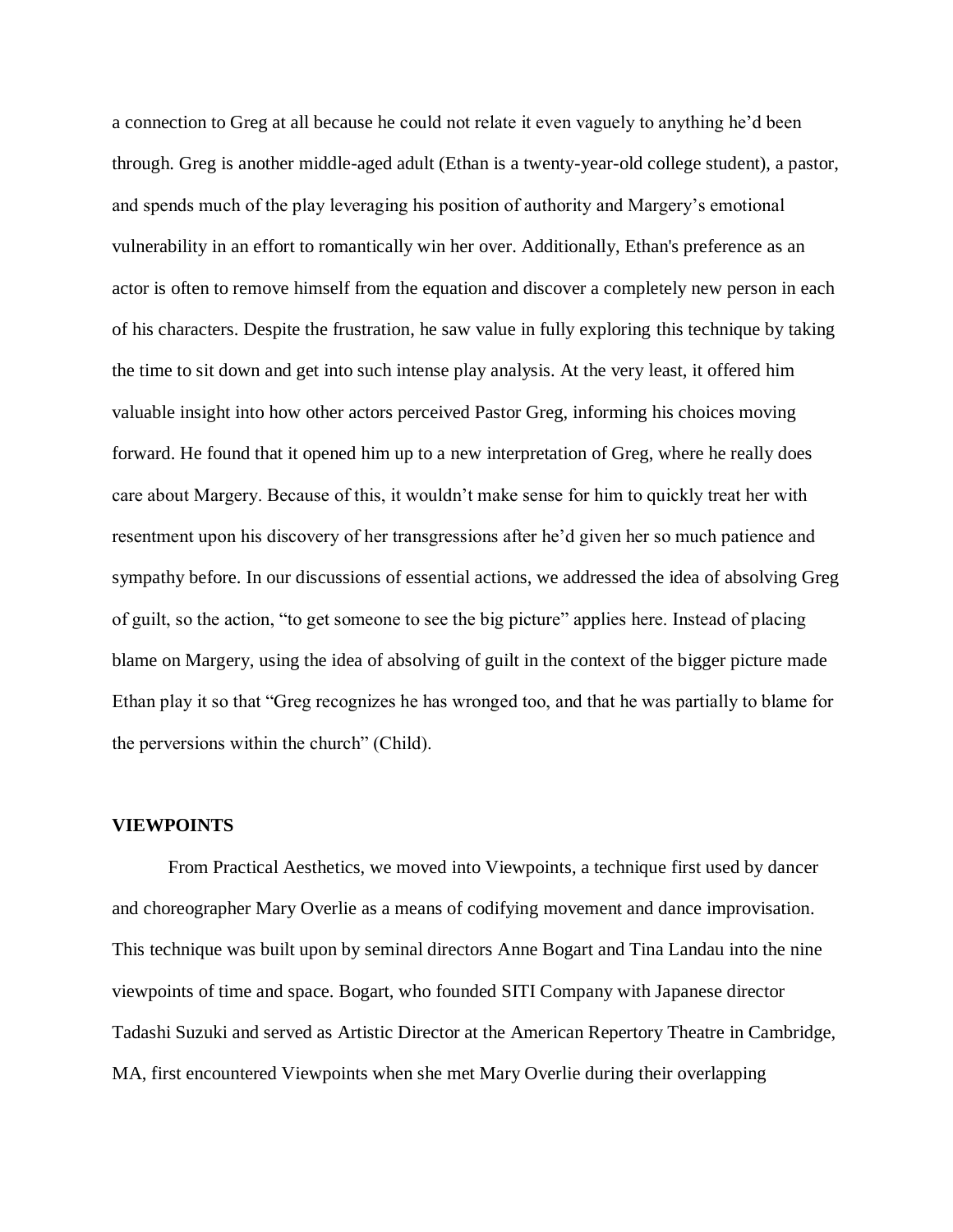a connection to Greg at all because he could not relate it even vaguely to anything he'd been through. Greg is another middle-aged adult (Ethan is a twenty-year-old college student), a pastor, and spends much of the play leveraging his position of authority and Margery's emotional vulnerability in an effort to romantically win her over. Additionally, Ethan's preference as an actor is often to remove himself from the equation and discover a completely new person in each of his characters. Despite the frustration, he saw value in fully exploring this technique by taking the time to sit down and get into such intense play analysis. At the very least, it offered him valuable insight into how other actors perceived Pastor Greg, informing his choices moving forward. He found that it opened him up to a new interpretation of Greg, where he really does care about Margery. Because of this, it wouldn't make sense for him to quickly treat her with resentment upon his discovery of her transgressions after he'd given her so much patience and sympathy before. In our discussions of essential actions, we addressed the idea of absolving Greg of guilt, so the action, "to get someone to see the big picture" applies here. Instead of placing blame on Margery, using the idea of absolving of guilt in the context of the bigger picture made Ethan play it so that "Greg recognizes he has wronged too, and that he was partially to blame for the perversions within the church" (Child).

**VIEWPOINTS**

From Practical Aesthetics, we moved into Viewpoints, a technique first used by dancer and choreographer Mary Overlie as a means of codifying movement and dance improvisation. This technique was built upon by seminal directors Anne Bogart and Tina Landau into the nine viewpoints of time and space. Bogart, who founded SITI Company with Japanese director Tadashi Suzuki and served as Artistic Director at the American Repertory Theatre in Cambridge, MA, first encountered Viewpoints when she met Mary Overlie during their overlapping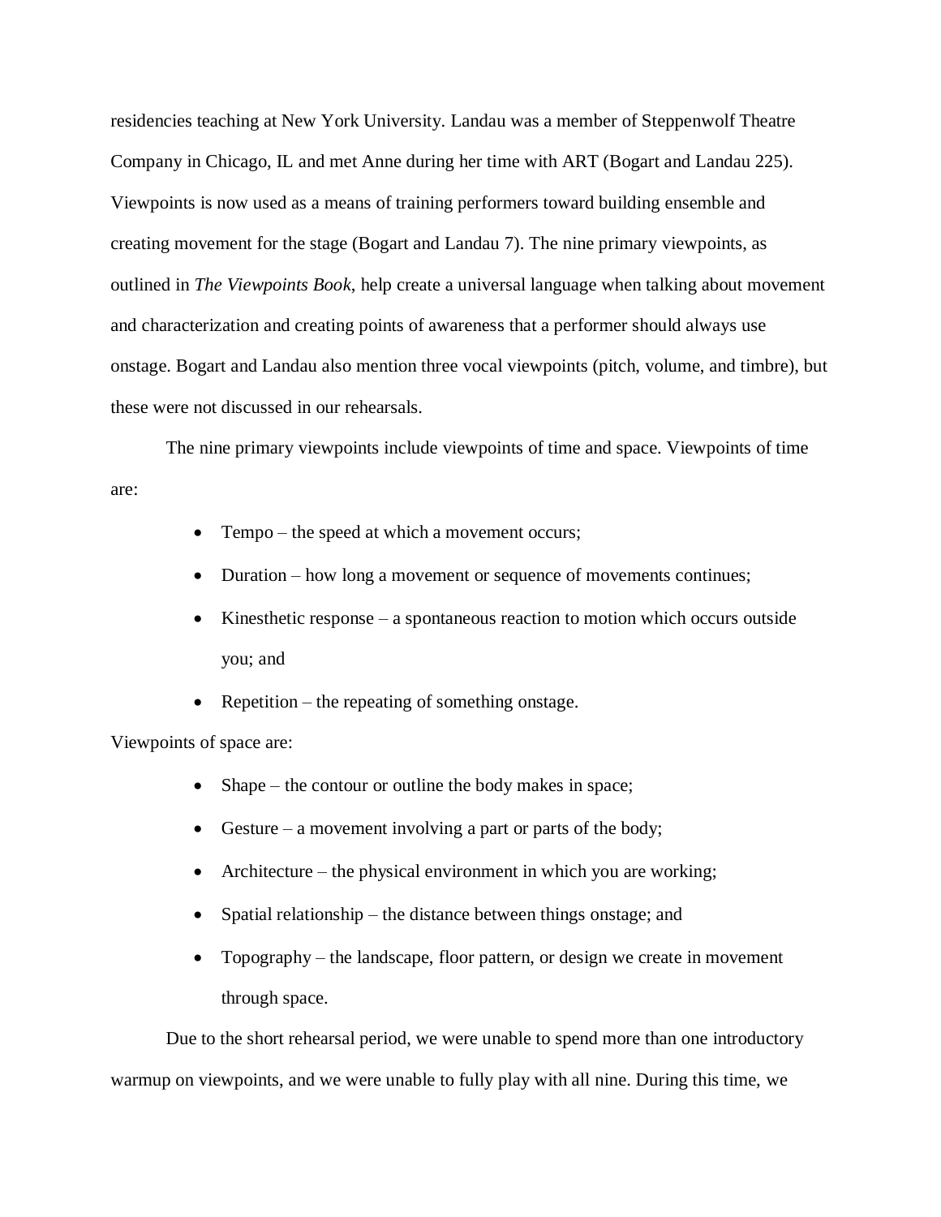residencies teaching at New York University. Landau was a member of Steppenwolf Theatre Company in Chicago, IL and met Anne during her time with ART (Bogart and Landau 225). Viewpoints is now used as a means of training performers toward building ensemble and creating movement for the stage (Bogart and Landau 7). The nine primary viewpoints, as outlined in *The Viewpoints Book*, help create a universal language when talking about movement and characterization and creating points of awareness that a performer should always use onstage. Bogart and Landau also mention three vocal viewpoints (pitch, volume, and timbre), but these were not discussed in our rehearsals.

The nine primary viewpoints include viewpoints of time and space. Viewpoints of time are:

- Tempo – the speed at which a movement occurs;
- Duration – how long a movement or sequence of movements continues;
- Kinesthetic response – a spontaneous reaction to motion which occurs outside you; and
- Repetition – the repeating of something onstage.

Viewpoints of space are:

- Shape – the contour or outline the body makes in space;
- Gesture – a movement involving a part or parts of the body;
- Architecture – the physical environment in which you are working;
- Spatial relationship – the distance between things onstage; and
- Topography – the landscape, floor pattern, or design we create in movement through space.

Due to the short rehearsal period, we were unable to spend more than one introductory warmup on viewpoints, and we were unable to fully play with all nine. During this time, we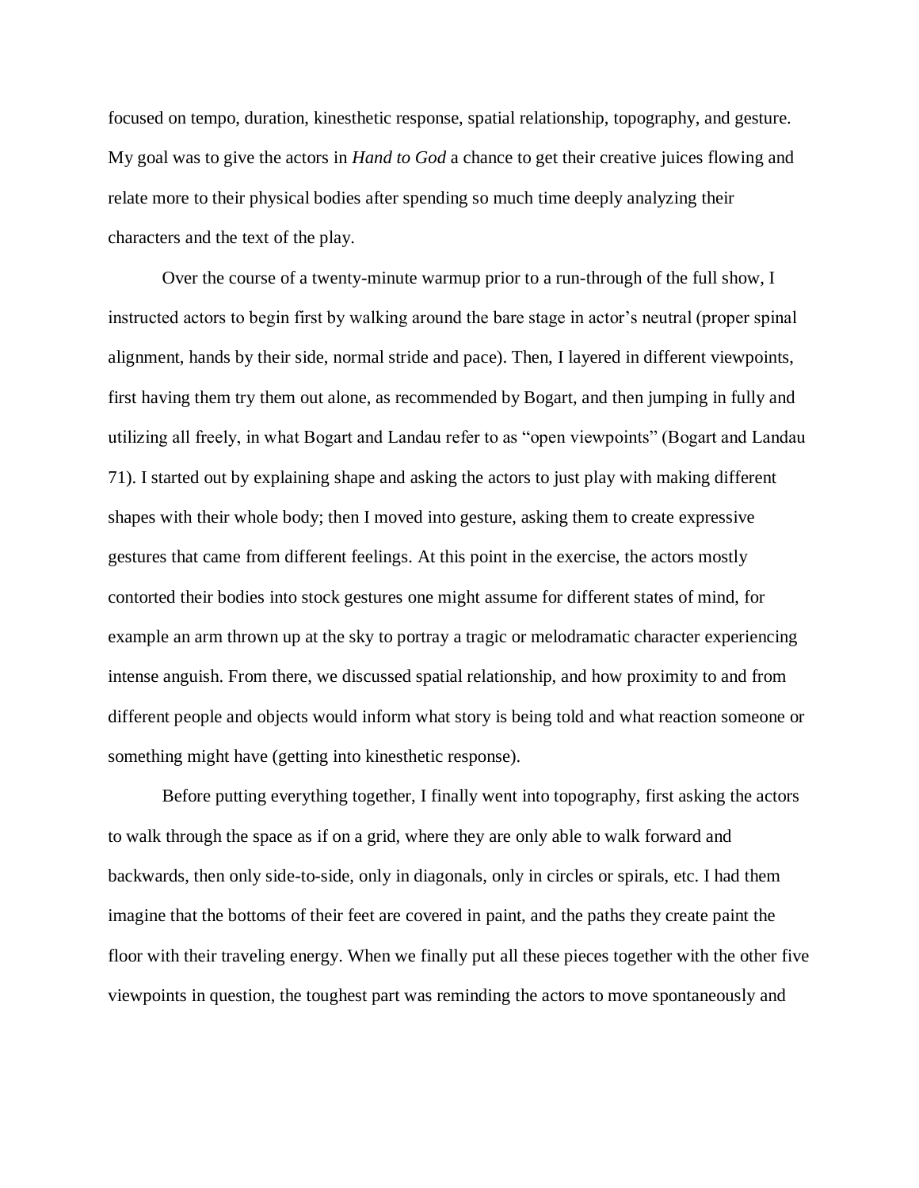focused on tempo, duration, kinesthetic response, spatial relationship, topography, and gesture. My goal was to give the actors in *Hand to God* a chance to get their creative juices flowing and relate more to their physical bodies after spending so much time deeply analyzing their characters and the text of the play.

Over the course of a twenty-minute warmup prior to a run-through of the full show, I instructed actors to begin first by walking around the bare stage in actor's neutral (proper spinal alignment, hands by their side, normal stride and pace). Then, I layered in different viewpoints, first having them try them out alone, as recommended by Bogart, and then jumping in fully and utilizing all freely, in what Bogart and Landau refer to as "open viewpoints" (Bogart and Landau 71). I started out by explaining shape and asking the actors to just play with making different shapes with their whole body; then I moved into gesture, asking them to create expressive gestures that came from different feelings. At this point in the exercise, the actors mostly contorted their bodies into stock gestures one might assume for different states of mind, for example an arm thrown up at the sky to portray a tragic or melodramatic character experiencing intense anguish. From there, we discussed spatial relationship, and how proximity to and from different people and objects would inform what story is being told and what reaction someone or something might have (getting into kinesthetic response).

Before putting everything together, I finally went into topography, first asking the actors to walk through the space as if on a grid, where they are only able to walk forward and backwards, then only side-to-side, only in diagonals, only in circles or spirals, etc. I had them imagine that the bottoms of their feet are covered in paint, and the paths they create paint the floor with their traveling energy. When we finally put all these pieces together with the other five viewpoints in question, the toughest part was reminding the actors to move spontaneously and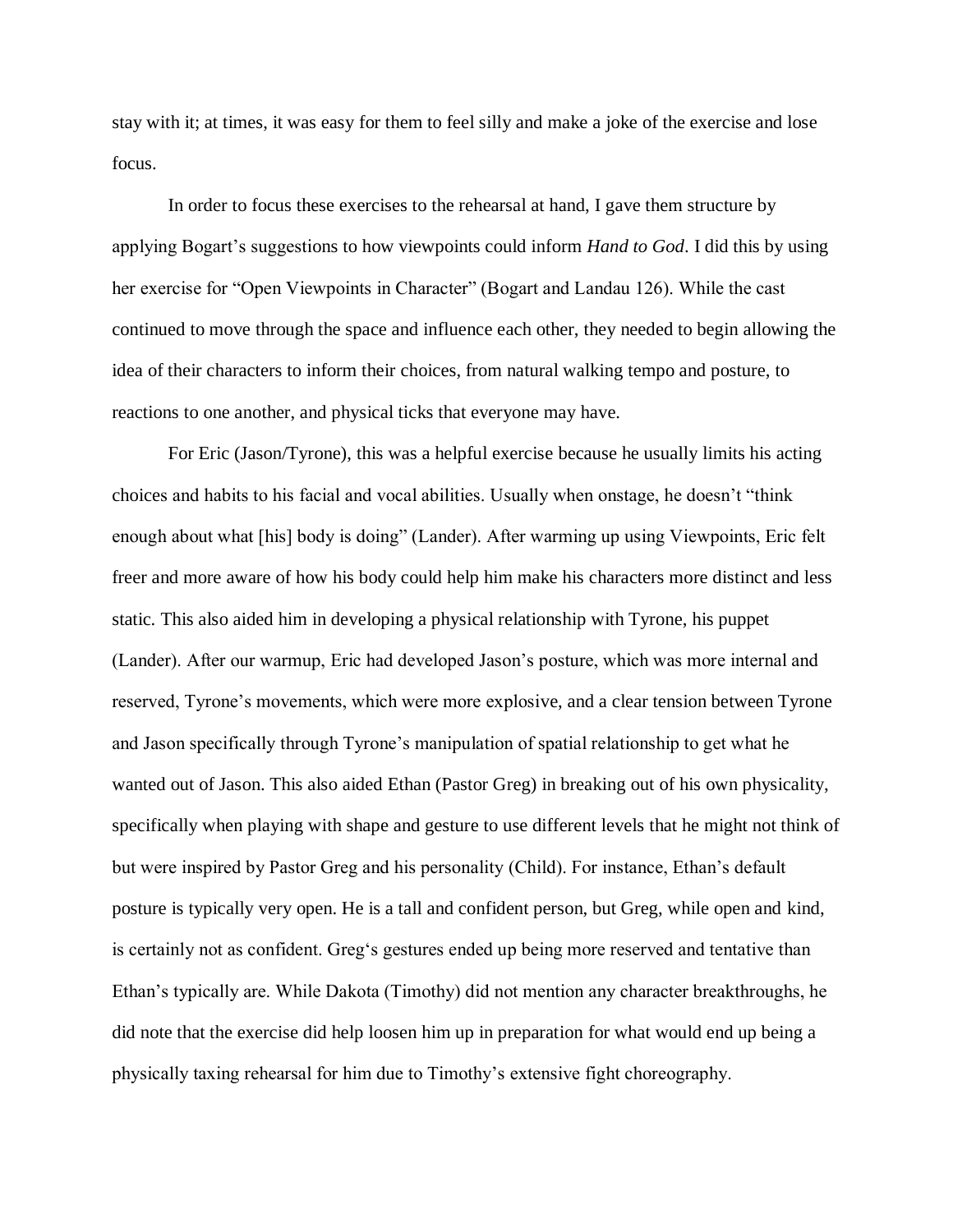stay with it; at times, it was easy for them to feel silly and make a joke of the exercise and lose focus.

In order to focus these exercises to the rehearsal at hand, I gave them structure by applying Bogart's suggestions to how viewpoints could inform *Hand to God*. I did this by using her exercise for "Open Viewpoints in Character" (Bogart and Landau 126). While the cast continued to move through the space and influence each other, they needed to begin allowing the idea of their characters to inform their choices, from natural walking tempo and posture, to reactions to one another, and physical ticks that everyone may have.

For Eric (Jason/Tyrone), this was a helpful exercise because he usually limits his acting choices and habits to his facial and vocal abilities. Usually when onstage, he doesn't "think enough about what [his] body is doing" (Lander). After warming up using Viewpoints, Eric felt freer and more aware of how his body could help him make his characters more distinct and less static. This also aided him in developing a physical relationship with Tyrone, his puppet (Lander). After our warmup, Eric had developed Jason's posture, which was more internal and reserved, Tyrone's movements, which were more explosive, and a clear tension between Tyrone and Jason specifically through Tyrone's manipulation of spatial relationship to get what he wanted out of Jason. This also aided Ethan (Pastor Greg) in breaking out of his own physicality, specifically when playing with shape and gesture to use different levels that he might not think of but were inspired by Pastor Greg and his personality (Child). For instance, Ethan's default posture is typically very open. He is a tall and confident person, but Greg, while open and kind, is certainly not as confident. Greg's gestures ended up being more reserved and tentative than Ethan's typically are. While Dakota (Timothy) did not mention any character breakthroughs, he did note that the exercise did help loosen him up in preparation for what would end up being a physically taxing rehearsal for him due to Timothy's extensive fight choreography.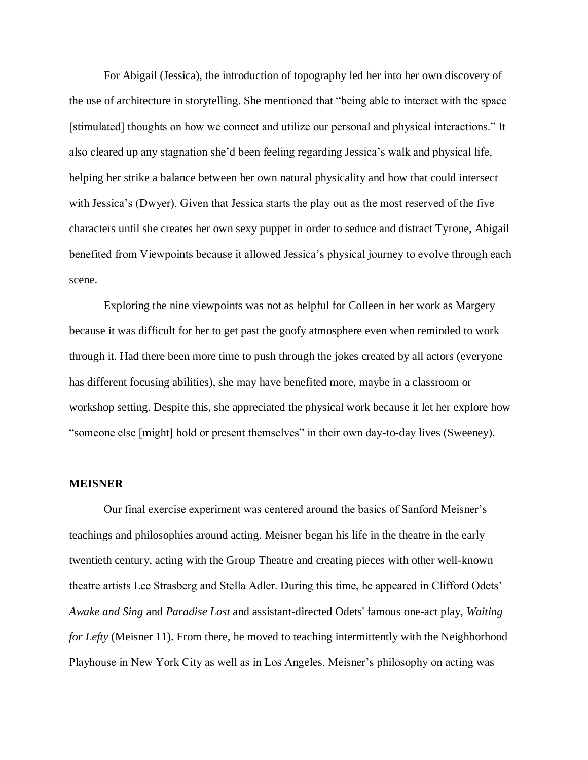For Abigail (Jessica), the introduction of topography led her into her own discovery of the use of architecture in storytelling. She mentioned that "being able to interact with the space [stimulated] thoughts on how we connect and utilize our personal and physical interactions." It also cleared up any stagnation she'd been feeling regarding Jessica's walk and physical life, helping her strike a balance between her own natural physicality and how that could intersect with Jessica's (Dwyer). Given that Jessica starts the play out as the most reserved of the five characters until she creates her own sexy puppet in order to seduce and distract Tyrone, Abigail benefited from Viewpoints because it allowed Jessica's physical journey to evolve through each scene.

Exploring the nine viewpoints was not as helpful for Colleen in her work as Margery because it was difficult for her to get past the goofy atmosphere even when reminded to work through it. Had there been more time to push through the jokes created by all actors (everyone has different focusing abilities), she may have benefited more, maybe in a classroom or workshop setting. Despite this, she appreciated the physical work because it let her explore how "someone else [might] hold or present themselves" in their own day-to-day lives (Sweeney).

**MEISNER**

Our final exercise experiment was centered around the basics of Sanford Meisner's teachings and philosophies around acting. Meisner began his life in the theatre in the early twentieth century, acting with the Group Theatre and creating pieces with other well-known theatre artists Lee Strasberg and Stella Adler. During this time, he appeared in Clifford Odets' *Awake and Sing* and *Paradise Lost* and assistant-directed Odets' famous one-act play, *Waiting for Lefty* (Meisner 11). From there, he moved to teaching intermittently with the Neighborhood Playhouse in New York City as well as in Los Angeles. Meisner's philosophy on acting was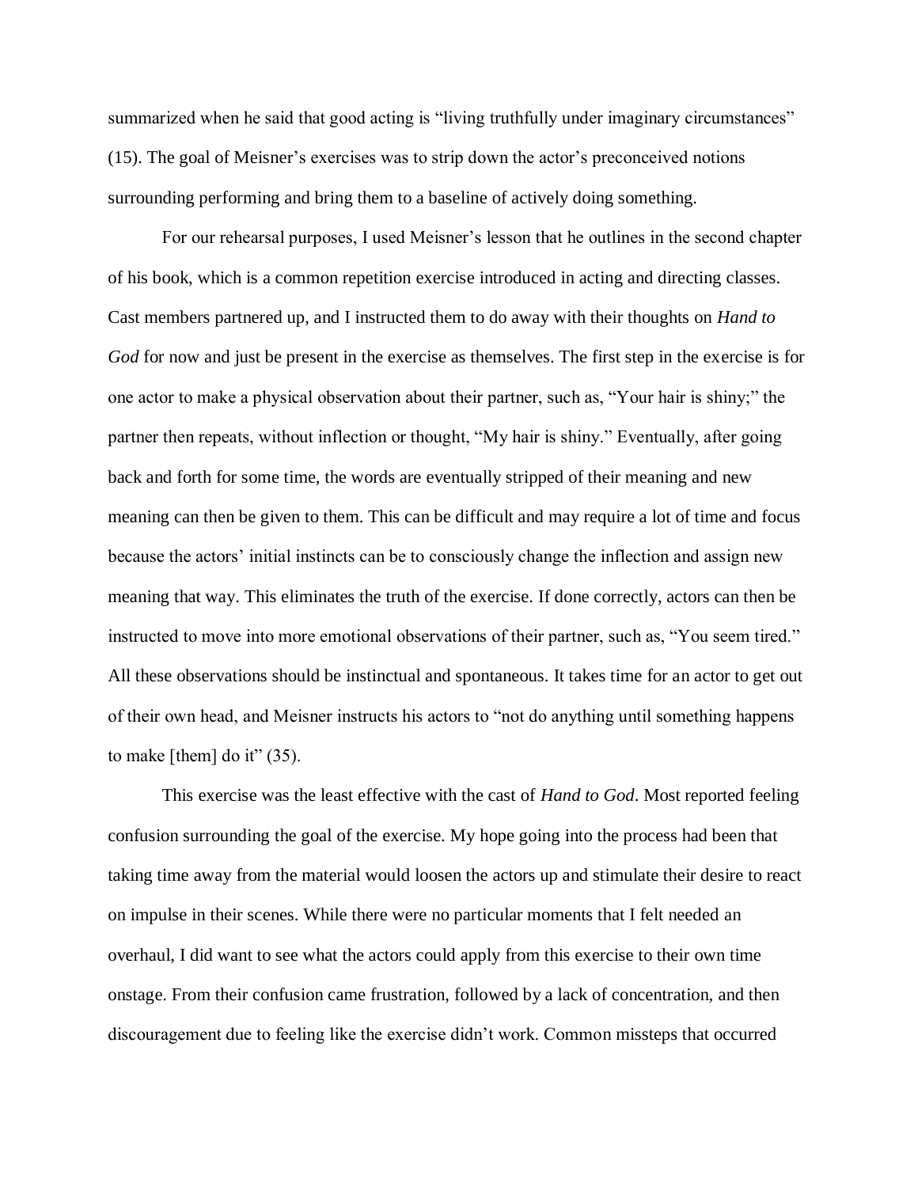summarized when he said that good acting is "living truthfully under imaginary circumstances" (15). The goal of Meisner's exercises was to strip down the actor's preconceived notions surrounding performing and bring them to a baseline of actively doing something.

For our rehearsal purposes, I used Meisner's lesson that he outlines in the second chapter of his book, which is a common repetition exercise introduced in acting and directing classes. Cast members partnered up, and I instructed them to do away with their thoughts on *Hand to God* for now and just be present in the exercise as themselves. The first step in the exercise is for one actor to make a physical observation about their partner, such as, "Your hair is shiny;" the partner then repeats, without inflection or thought, "My hair is shiny." Eventually, after going back and forth for some time, the words are eventually stripped of their meaning and new meaning can then be given to them. This can be difficult and may require a lot of time and focus because the actors' initial instincts can be to consciously change the inflection and assign new meaning that way. This eliminates the truth of the exercise. If done correctly, actors can then be instructed to move into more emotional observations of their partner, such as, "You seem tired." All these observations should be instinctual and spontaneous. It takes time for an actor to get out of their own head, and Meisner instructs his actors to "not do anything until something happens to make [them] do it" (35).

This exercise was the least effective with the cast of *Hand to God*. Most reported feeling confusion surrounding the goal of the exercise. My hope going into the process had been that taking time away from the material would loosen the actors up and stimulate their desire to react on impulse in their scenes. While there were no particular moments that I felt needed an overhaul, I did want to see what the actors could apply from this exercise to their own time onstage. From their confusion came frustration, followed by a lack of concentration, and then discouragement due to feeling like the exercise didn't work. Common missteps that occurred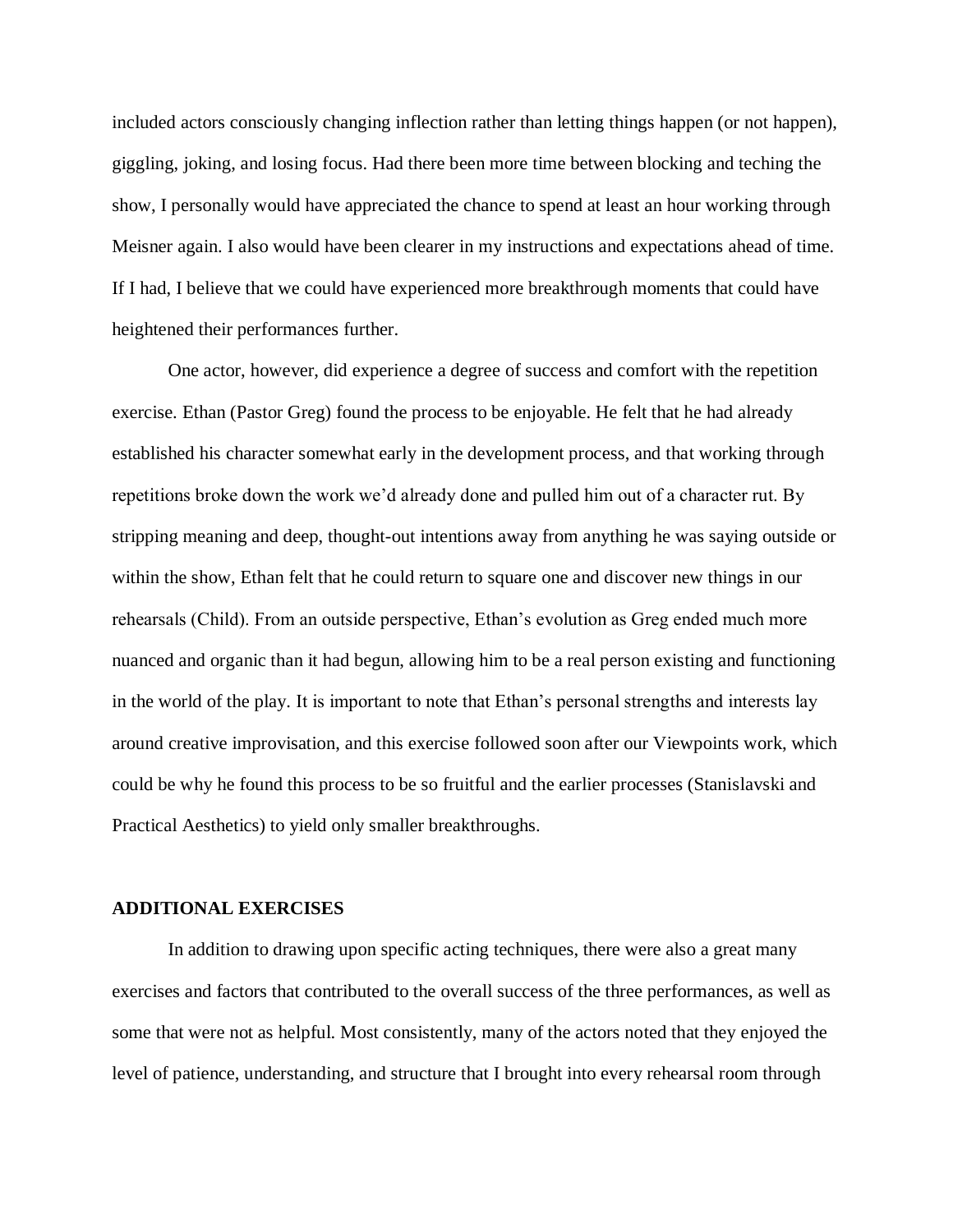included actors consciously changing inflection rather than letting things happen (or not happen), giggling, joking, and losing focus. Had there been more time between blocking and teching the show, I personally would have appreciated the chance to spend at least an hour working through Meisner again. I also would have been clearer in my instructions and expectations ahead of time. If I had, I believe that we could have experienced more breakthrough moments that could have heightened their performances further.

One actor, however, did experience a degree of success and comfort with the repetition exercise. Ethan (Pastor Greg) found the process to be enjoyable. He felt that he had already established his character somewhat early in the development process, and that working through repetitions broke down the work we'd already done and pulled him out of a character rut. By stripping meaning and deep, thought-out intentions away from anything he was saying outside or within the show, Ethan felt that he could return to square one and discover new things in our rehearsals (Child). From an outside perspective, Ethan's evolution as Greg ended much more nuanced and organic than it had begun, allowing him to be a real person existing and functioning in the world of the play. It is important to note that Ethan's personal strengths and interests lay around creative improvisation, and this exercise followed soon after our Viewpoints work, which could be why he found this process to be so fruitful and the earlier processes (Stanislavski and Practical Aesthetics) to yield only smaller breakthroughs.

## ADDITIONAL EXERCISES

In addition to drawing upon specific acting techniques, there were also a great many exercises and factors that contributed to the overall success of the three performances, as well as some that were not as helpful. Most consistently, many of the actors noted that they enjoyed the level of patience, understanding, and structure that I brought into every rehearsal room through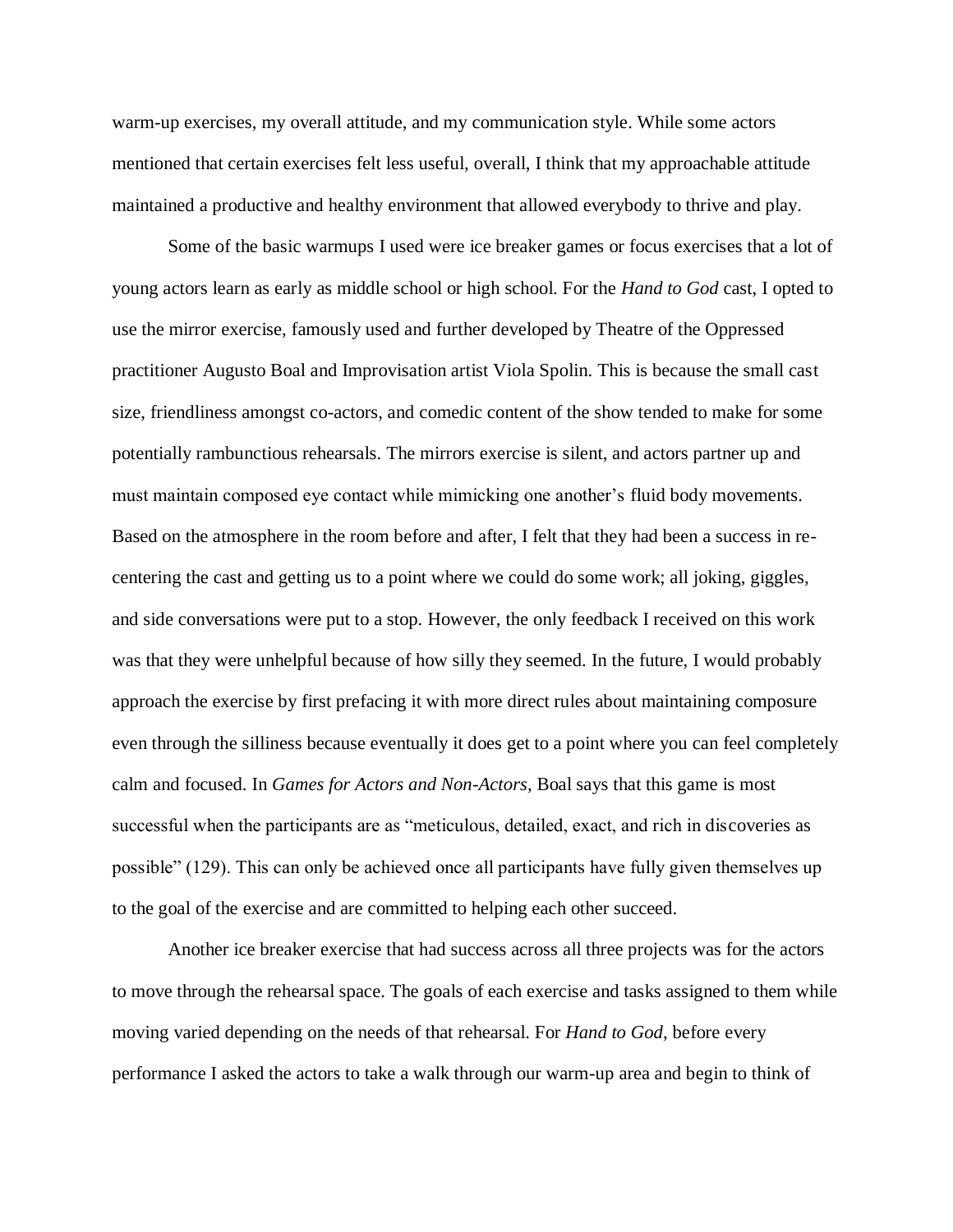warm-up exercises, my overall attitude, and my communication style. While some actors mentioned that certain exercises felt less useful, overall, I think that my approachable attitude maintained a productive and healthy environment that allowed everybody to thrive and play.

Some of the basic warmups I used were ice breaker games or focus exercises that a lot of young actors learn as early as middle school or high school. For the *Hand to God* cast, I opted to use the mirror exercise, famously used and further developed by Theatre of the Oppressed practitioner Augusto Boal and Improvisation artist Viola Spolin. This is because the small cast size, friendliness amongst co-actors, and comedic content of the show tended to make for some potentially rambunctious rehearsals. The mirrors exercise is silent, and actors partner up and must maintain composed eye contact while mimicking one another's fluid body movements. Based on the atmosphere in the room before and after, I felt that they had been a success in re-centering the cast and getting us to a point where we could do some work; all joking, giggles, and side conversations were put to a stop. However, the only feedback I received on this work was that they were unhelpful because of how silly they seemed. In the future, I would probably approach the exercise by first prefacing it with more direct rules about maintaining composure even through the silliness because eventually it does get to a point where you can feel completely calm and focused. In *Games for Actors and Non-Actors,* Boal says that this game is most successful when the participants are as "meticulous, detailed, exact, and rich in discoveries as possible" (129). This can only be achieved once all participants have fully given themselves up to the goal of the exercise and are committed to helping each other succeed.

Another ice breaker exercise that had success across all three projects was for the actors to move through the rehearsal space. The goals of each exercise and tasks assigned to them while moving varied depending on the needs of that rehearsal. For *Hand to God*, before every performance I asked the actors to take a walk through our warm-up area and begin to think of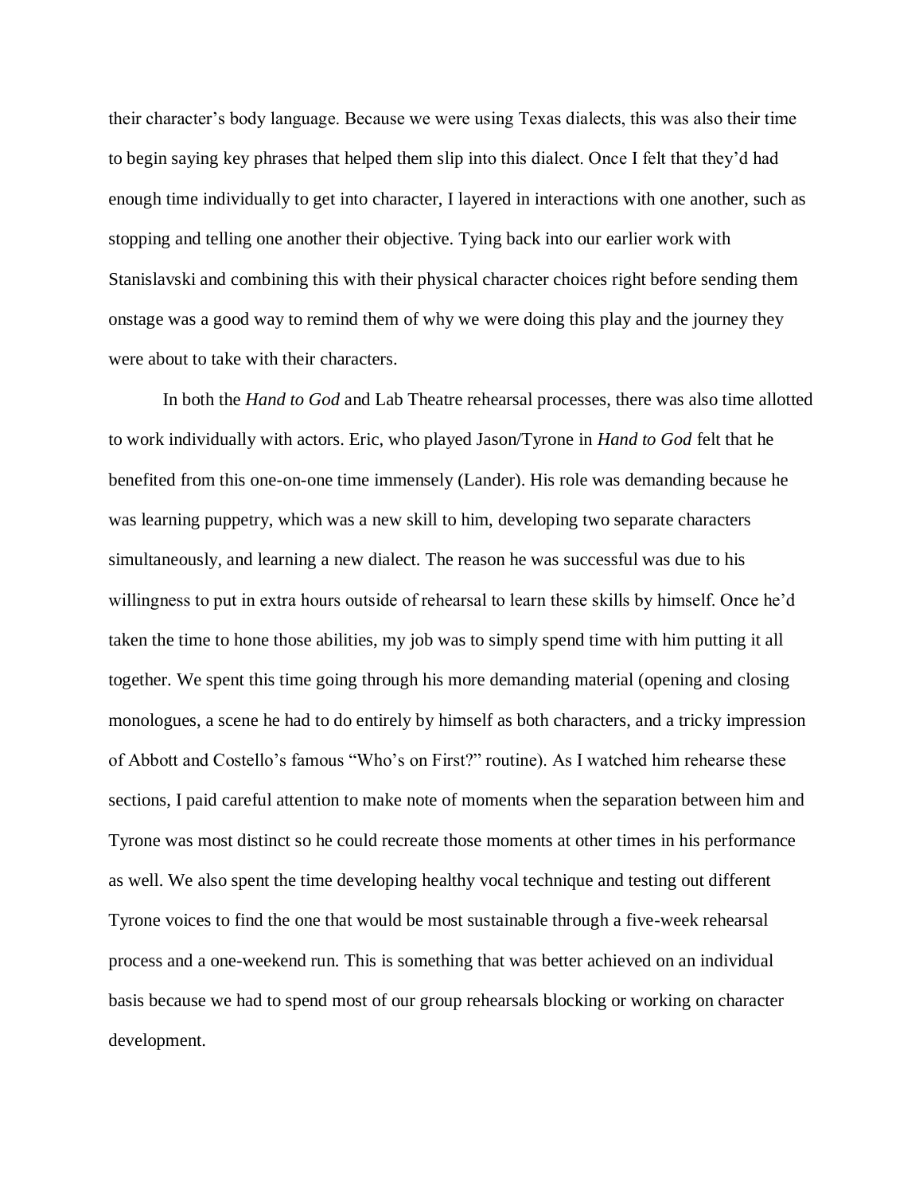their character's body language. Because we were using Texas dialects, this was also their time to begin saying key phrases that helped them slip into this dialect. Once I felt that they'd had enough time individually to get into character, I layered in interactions with one another, such as stopping and telling one another their objective. Tying back into our earlier work with Stanislavski and combining this with their physical character choices right before sending them onstage was a good way to remind them of why we were doing this play and the journey they were about to take with their characters.

In both the *Hand to God* and Lab Theatre rehearsal processes, there was also time allotted to work individually with actors. Eric, who played Jason/Tyrone in *Hand to God* felt that he benefited from this one-on-one time immensely (Lander). His role was demanding because he was learning puppetry, which was a new skill to him, developing two separate characters simultaneously, and learning a new dialect. The reason he was successful was due to his willingness to put in extra hours outside of rehearsal to learn these skills by himself. Once he'd taken the time to hone those abilities, my job was to simply spend time with him putting it all together. We spent this time going through his more demanding material (opening and closing monologues, a scene he had to do entirely by himself as both characters, and a tricky impression of Abbott and Costello's famous "Who's on First?" routine). As I watched him rehearse these sections, I paid careful attention to make note of moments when the separation between him and Tyrone was most distinct so he could recreate those moments at other times in his performance as well. We also spent the time developing healthy vocal technique and testing out different Tyrone voices to find the one that would be most sustainable through a five-week rehearsal process and a one-weekend run. This is something that was better achieved on an individual basis because we had to spend most of our group rehearsals blocking or working on character development.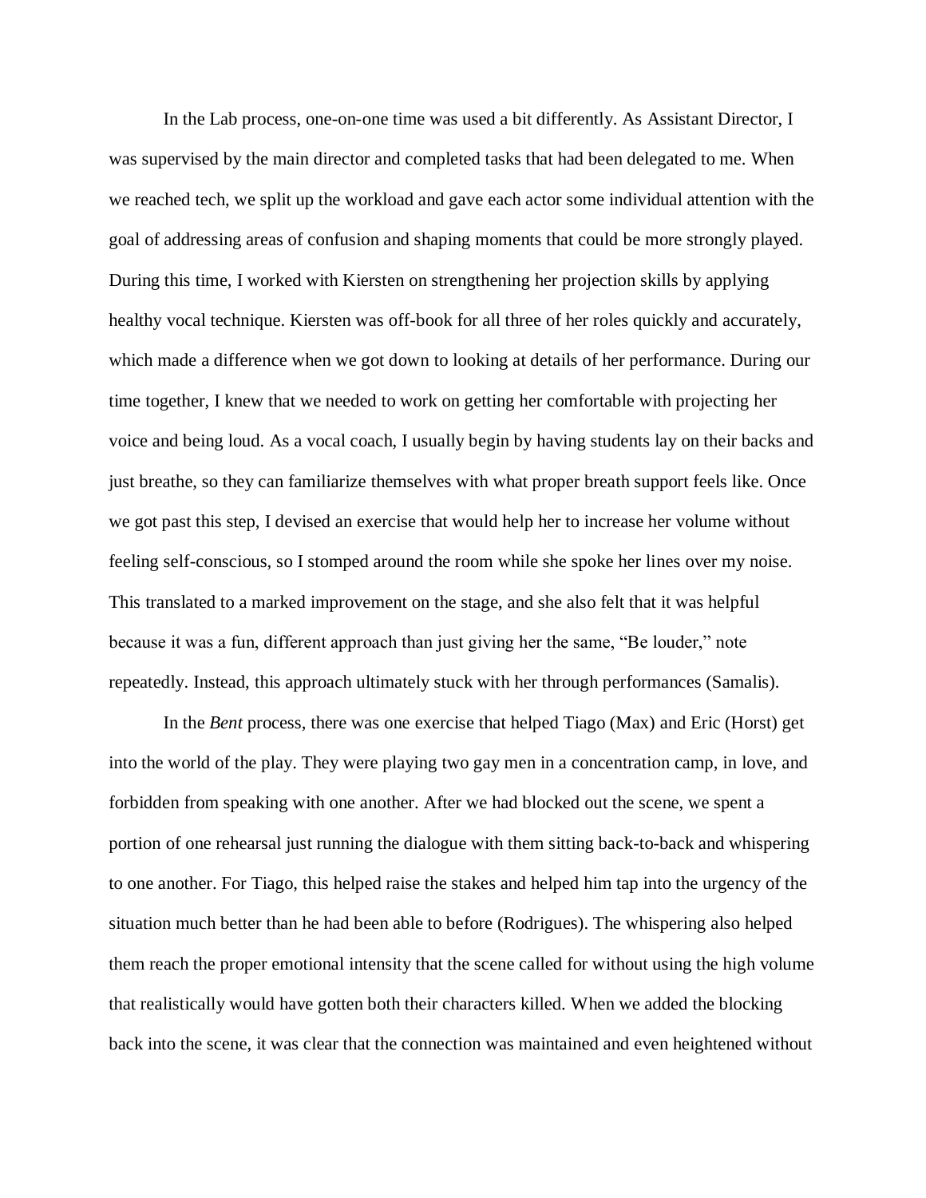In the Lab process, one-on-one time was used a bit differently. As Assistant Director, I was supervised by the main director and completed tasks that had been delegated to me. When we reached tech, we split up the workload and gave each actor some individual attention with the goal of addressing areas of confusion and shaping moments that could be more strongly played. During this time, I worked with Kiersten on strengthening her projection skills by applying healthy vocal technique. Kiersten was off-book for all three of her roles quickly and accurately, which made a difference when we got down to looking at details of her performance. During our time together, I knew that we needed to work on getting her comfortable with projecting her voice and being loud. As a vocal coach, I usually begin by having students lay on their backs and just breathe, so they can familiarize themselves with what proper breath support feels like. Once we got past this step, I devised an exercise that would help her to increase her volume without feeling self-conscious, so I stomped around the room while she spoke her lines over my noise. This translated to a marked improvement on the stage, and she also felt that it was helpful because it was a fun, different approach than just giving her the same, "Be louder," note repeatedly. Instead, this approach ultimately stuck with her through performances (Samalis).

In the *Bent* process, there was one exercise that helped Tiago (Max) and Eric (Horst) get into the world of the play. They were playing two gay men in a concentration camp, in love, and forbidden from speaking with one another. After we had blocked out the scene, we spent a portion of one rehearsal just running the dialogue with them sitting back-to-back and whispering to one another. For Tiago, this helped raise the stakes and helped him tap into the urgency of the situation much better than he had been able to before (Rodrigues). The whispering also helped them reach the proper emotional intensity that the scene called for without using the high volume that realistically would have gotten both their characters killed. When we added the blocking back into the scene, it was clear that the connection was maintained and even heightened without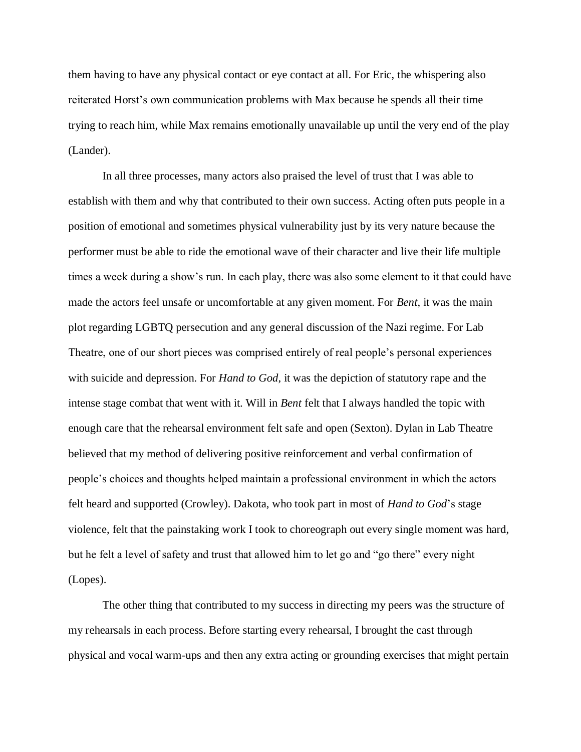them having to have any physical contact or eye contact at all. For Eric, the whispering also reiterated Horst's own communication problems with Max because he spends all their time trying to reach him, while Max remains emotionally unavailable up until the very end of the play (Lander).

In all three processes, many actors also praised the level of trust that I was able to establish with them and why that contributed to their own success. Acting often puts people in a position of emotional and sometimes physical vulnerability just by its very nature because the performer must be able to ride the emotional wave of their character and live their life multiple times a week during a show's run. In each play, there was also some element to it that could have made the actors feel unsafe or uncomfortable at any given moment. For *Bent*, it was the main plot regarding LGBTQ persecution and any general discussion of the Nazi regime. For Lab Theatre, one of our short pieces was comprised entirely of real people's personal experiences with suicide and depression. For *Hand to God*, it was the depiction of statutory rape and the intense stage combat that went with it. Will in *Bent* felt that I always handled the topic with enough care that the rehearsal environment felt safe and open (Sexton). Dylan in Lab Theatre believed that my method of delivering positive reinforcement and verbal confirmation of people's choices and thoughts helped maintain a professional environment in which the actors felt heard and supported (Crowley). Dakota, who took part in most of *Hand to God*'s stage violence, felt that the painstaking work I took to choreograph out every single moment was hard, but he felt a level of safety and trust that allowed him to let go and "go there" every night (Lopes).

The other thing that contributed to my success in directing my peers was the structure of my rehearsals in each process. Before starting every rehearsal, I brought the cast through physical and vocal warm-ups and then any extra acting or grounding exercises that might pertain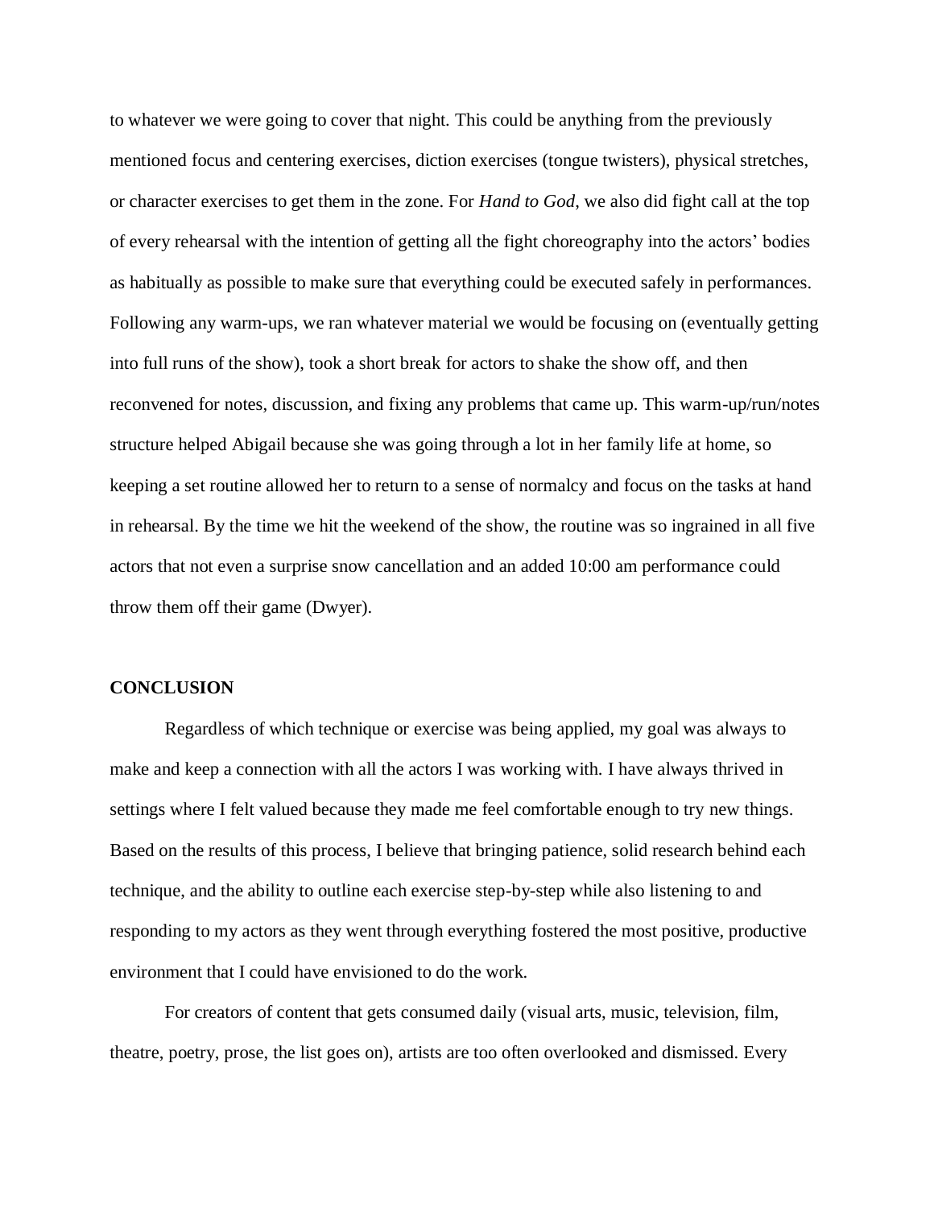to whatever we were going to cover that night. This could be anything from the previously mentioned focus and centering exercises, diction exercises (tongue twisters), physical stretches, or character exercises to get them in the zone. For *Hand to God*, we also did fight call at the top of every rehearsal with the intention of getting all the fight choreography into the actors' bodies as habitually as possible to make sure that everything could be executed safely in performances. Following any warm-ups, we ran whatever material we would be focusing on (eventually getting into full runs of the show), took a short break for actors to shake the show off, and then reconvened for notes, discussion, and fixing any problems that came up. This warm-up/run/notes structure helped Abigail because she was going through a lot in her family life at home, so keeping a set routine allowed her to return to a sense of normalcy and focus on the tasks at hand in rehearsal. By the time we hit the weekend of the show, the routine was so ingrained in all five actors that not even a surprise snow cancellation and an added 10:00 am performance could throw them off their game (Dwyer).

**CONCLUSION**

Regardless of which technique or exercise was being applied, my goal was always to make and keep a connection with all the actors I was working with. I have always thrived in settings where I felt valued because they made me feel comfortable enough to try new things. Based on the results of this process, I believe that bringing patience, solid research behind each technique, and the ability to outline each exercise step-by-step while also listening to and responding to my actors as they went through everything fostered the most positive, productive environment that I could have envisioned to do the work.

For creators of content that gets consumed daily (visual arts, music, television, film, theatre, poetry, prose, the list goes on), artists are too often overlooked and dismissed. Every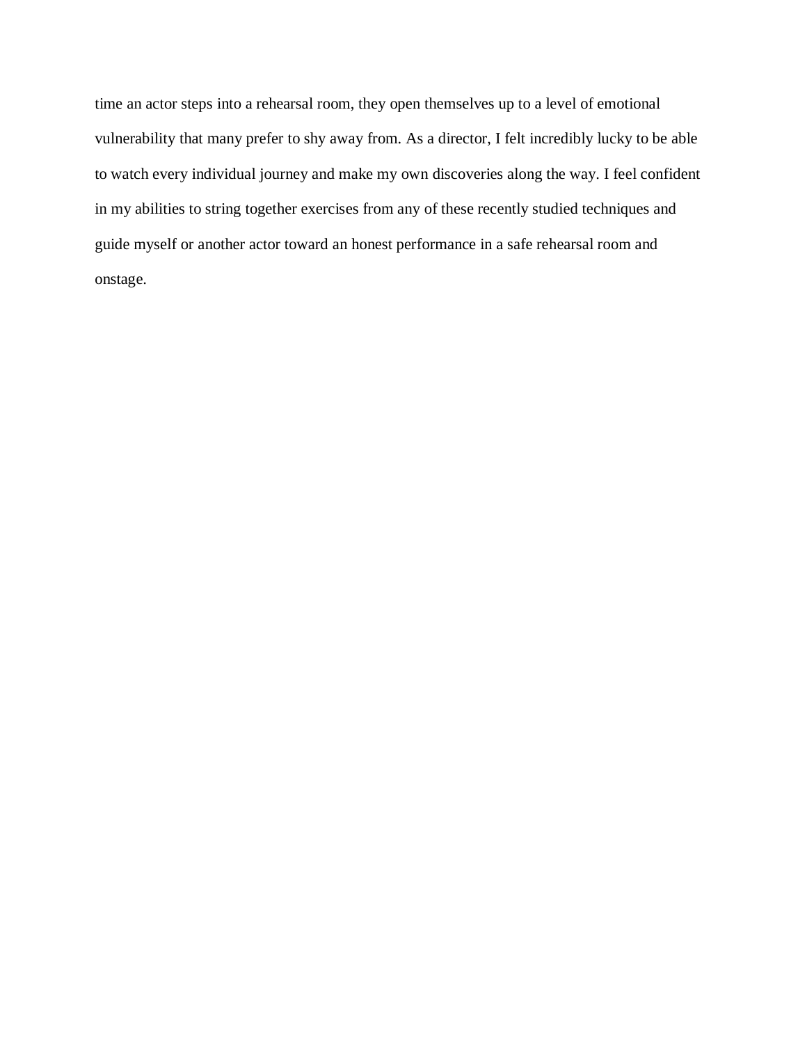time an actor steps into a rehearsal room, they open themselves up to a level of emotional vulnerability that many prefer to shy away from. As a director, I felt incredibly lucky to be able to watch every individual journey and make my own discoveries along the way. I feel confident in my abilities to string together exercises from any of these recently studied techniques and guide myself or another actor toward an honest performance in a safe rehearsal room and onstage.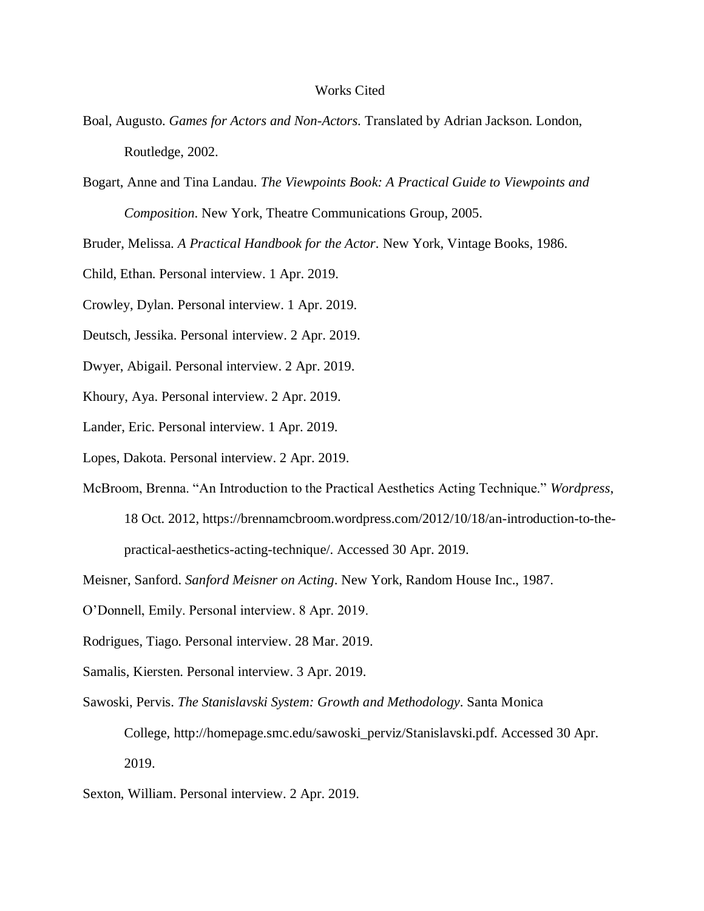# Works Cited

Boal, Augusto. *Games for Actors and Non-Actors.* Translated by Adrian Jackson. London, Routledge, 2002.

Bogart, Anne and Tina Landau. *The Viewpoints Book: A Practical Guide to Viewpoints and Composition*. New York, Theatre Communications Group, 2005.

Bruder, Melissa. *A Practical Handbook for the Actor*. New York, Vintage Books, 1986.

Child, Ethan. Personal interview. 1 Apr. 2019.

Crowley, Dylan. Personal interview. 1 Apr. 2019.

Deutsch, Jessika. Personal interview. 2 Apr. 2019.

Dwyer, Abigail. Personal interview. 2 Apr. 2019.

Khoury, Aya. Personal interview. 2 Apr. 2019.

Lander, Eric. Personal interview. 1 Apr. 2019.

Lopes, Dakota. Personal interview. 2 Apr. 2019.

McBroom, Brenna. "An Introduction to the Practical Aesthetics Acting Technique." *Wordpress*, 18 Oct. 2012, https://brennamcbroom.wordpress.com/2012/10/18/an-introduction-to-the-practical-aesthetics-acting-technique/. Accessed 30 Apr. 2019.

Meisner, Sanford. *Sanford Meisner on Acting*. New York, Random House Inc., 1987.

O'Donnell, Emily. Personal interview. 8 Apr. 2019.

Rodrigues, Tiago. Personal interview. 28 Mar. 2019.

Samalis, Kiersten. Personal interview. 3 Apr. 2019.

Sawoski, Pervis. *The Stanislavski System: Growth and Methodology*. Santa Monica College, http://homepage.smc.edu/sawoski_perviz/Stanislavski.pdf. Accessed 30 Apr. 2019.

Sexton, William. Personal interview. 2 Apr. 2019.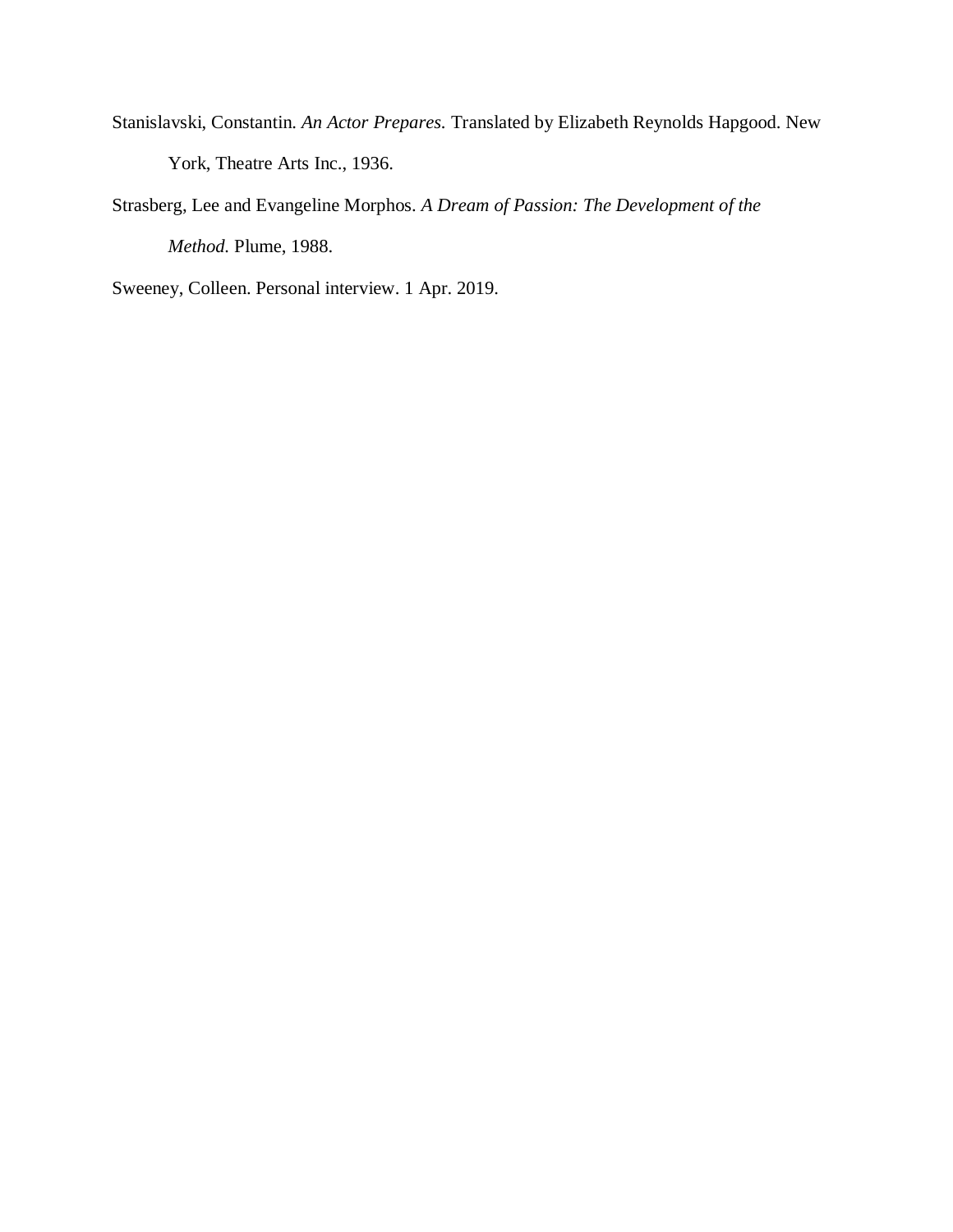Stanislavski, Constantin. *An Actor Prepares.* Translated by Elizabeth Reynolds Hapgood. New York, Theatre Arts Inc., 1936.

Strasberg, Lee and Evangeline Morphos. *A Dream of Passion: The Development of the Method.* Plume, 1988.

Sweeney, Colleen. Personal interview. 1 Apr. 2019.